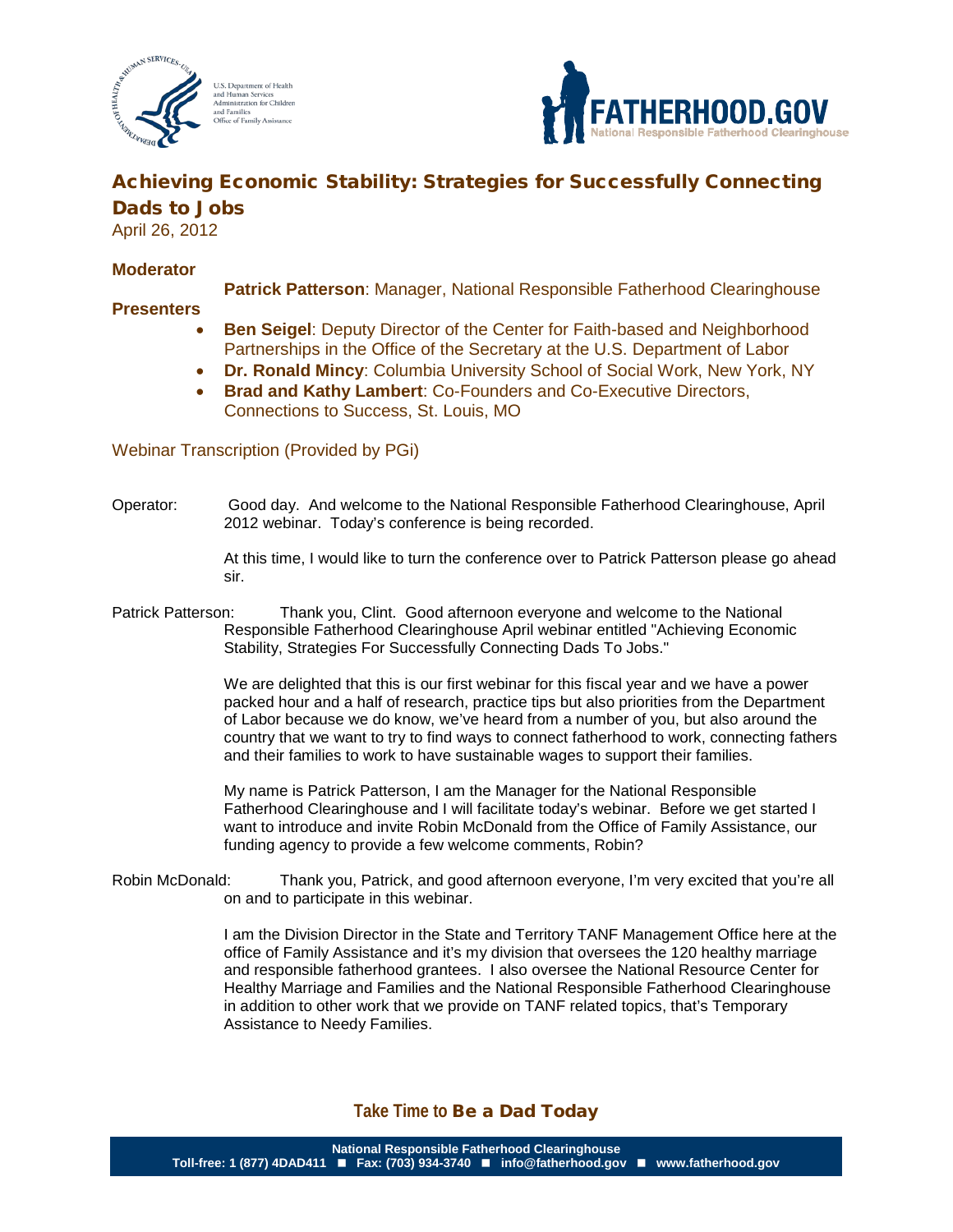# Achieving Economic Stability: Strategies for Successfully Connecting Dads to Jobs

April 26, 2012

**Moderator**

**Patrick Patterson**: Manager, National Responsible Fatherhood Clearinghouse

**Presenters**

- **Ben Seigel**: Deputy Director of the Center for Faith-based and Neighborhood Partnerships in the Office of the Secretary at the U.S. Department of Labor
- **Dr. Ronald Mincy**: Columbia University School of Social Work, New York, NY
- **Brad and Kathy Lambert**: Co-Founders and Co-Executive Directors, Connections to Success, St. Louis, MO

Webinar Transcription (Provided by PGi)

Operator: Good day. And welcome to the National Responsible Fatherhood Clearinghouse, April 2012 webinar. Today's conference is being recorded.

At this time, I would like to turn the conference over to Patrick Patterson please go ahead sir.

Patrick Patterson: Thank you, Clint. Good afternoon everyone and welcome to the National Responsible Fatherhood Clearinghouse April webinar entitled "Achieving Economic Stability, Strategies For Successfully Connecting Dads To Jobs."

We are delighted that this is our first webinar for this fiscal year and we have a power packed hour and a half of research, practice tips but also priorities from the Department of Labor because we do know, we've heard from a number of you, but also around the country that we want to try to find ways to connect fatherhood to work, connecting fathers and their families to work to have sustainable wages to support their families.

My name is Patrick Patterson, I am the Manager for the National Responsible Fatherhood Clearinghouse and I will facilitate today's webinar. Before we get started I want to introduce and invite Robin McDonald from the Office of Family Assistance, our funding agency to provide a few welcome comments, Robin?

Robin McDonald: Thank you, Patrick, and good afternoon everyone, I'm very excited that you're all on and to participate in this webinar.

I am the Division Director in the State and Territory TANF Management Office here at the office of Family Assistance and it's my division that oversees the 120 healthy marriage and responsible fatherhood grantees. I also oversee the National Resource Center for Healthy Marriage and Families and the National Responsible Fatherhood Clearinghouse in addition to other work that we provide on TANF related topics, that's Temporary Assistance to Needy Families.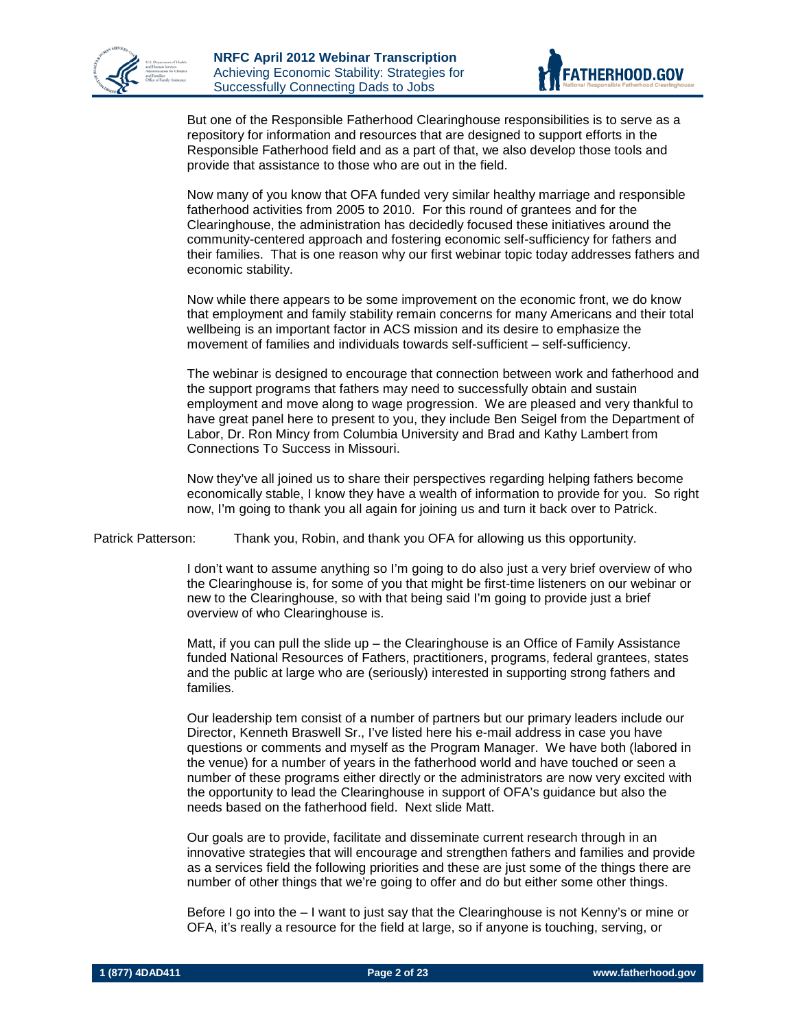But one of the Responsible Fatherhood Clearinghouse responsibilities is to serve as a repository for information and resources that are designed to support efforts in the Responsible Fatherhood field and as a part of that, we also develop those tools and provide that assistance to those who are out in the field.

Now many of you know that OFA funded very similar healthy marriage and responsible fatherhood activities from 2005 to 2010. For this round of grantees and for the Clearinghouse, the administration has decidedly focused these initiatives around the community-centered approach and fostering economic self-sufficiency for fathers and their families. That is one reason why our first webinar topic today addresses fathers and economic stability.

Now while there appears to be some improvement on the economic front, we do know that employment and family stability remain concerns for many Americans and their total wellbeing is an important factor in ACS mission and its desire to emphasize the movement of families and individuals towards self-sufficient – self-sufficiency.

The webinar is designed to encourage that connection between work and fatherhood and the support programs that fathers may need to successfully obtain and sustain employment and move along to wage progression. We are pleased and very thankful to have great panel here to present to you, they include Ben Seigel from the Department of Labor, Dr. Ron Mincy from Columbia University and Brad and Kathy Lambert from Connections To Success in Missouri.

Now they've all joined us to share their perspectives regarding helping fathers become economically stable, I know they have a wealth of information to provide for you. So right now, I'm going to thank you all again for joining us and turn it back over to Patrick.

Patrick Patterson: Thank you, Robin, and thank you OFA for allowing us this opportunity.

I don't want to assume anything so I'm going to do also just a very brief overview of who the Clearinghouse is, for some of you that might be first-time listeners on our webinar or new to the Clearinghouse, so with that being said I'm going to provide just a brief overview of who Clearinghouse is.

Matt, if you can pull the slide up – the Clearinghouse is an Office of Family Assistance funded National Resources of Fathers, practitioners, programs, federal grantees, states and the public at large who are (seriously) interested in supporting strong fathers and families.

Our leadership tem consist of a number of partners but our primary leaders include our Director, Kenneth Braswell Sr., I've listed here his e-mail address in case you have questions or comments and myself as the Program Manager. We have both (labored in the venue) for a number of years in the fatherhood world and have touched or seen a number of these programs either directly or the administrators are now very excited with the opportunity to lead the Clearinghouse in support of OFA's guidance but also the needs based on the fatherhood field. Next slide Matt.

Our goals are to provide, facilitate and disseminate current research through in an innovative strategies that will encourage and strengthen fathers and families and provide as a services field the following priorities and these are just some of the things there are number of other things that we're going to offer and do but either some other things.

Before I go into the – I want to just say that the Clearinghouse is not Kenny's or mine or OFA, it's really a resource for the field at large, so if anyone is touching, serving, or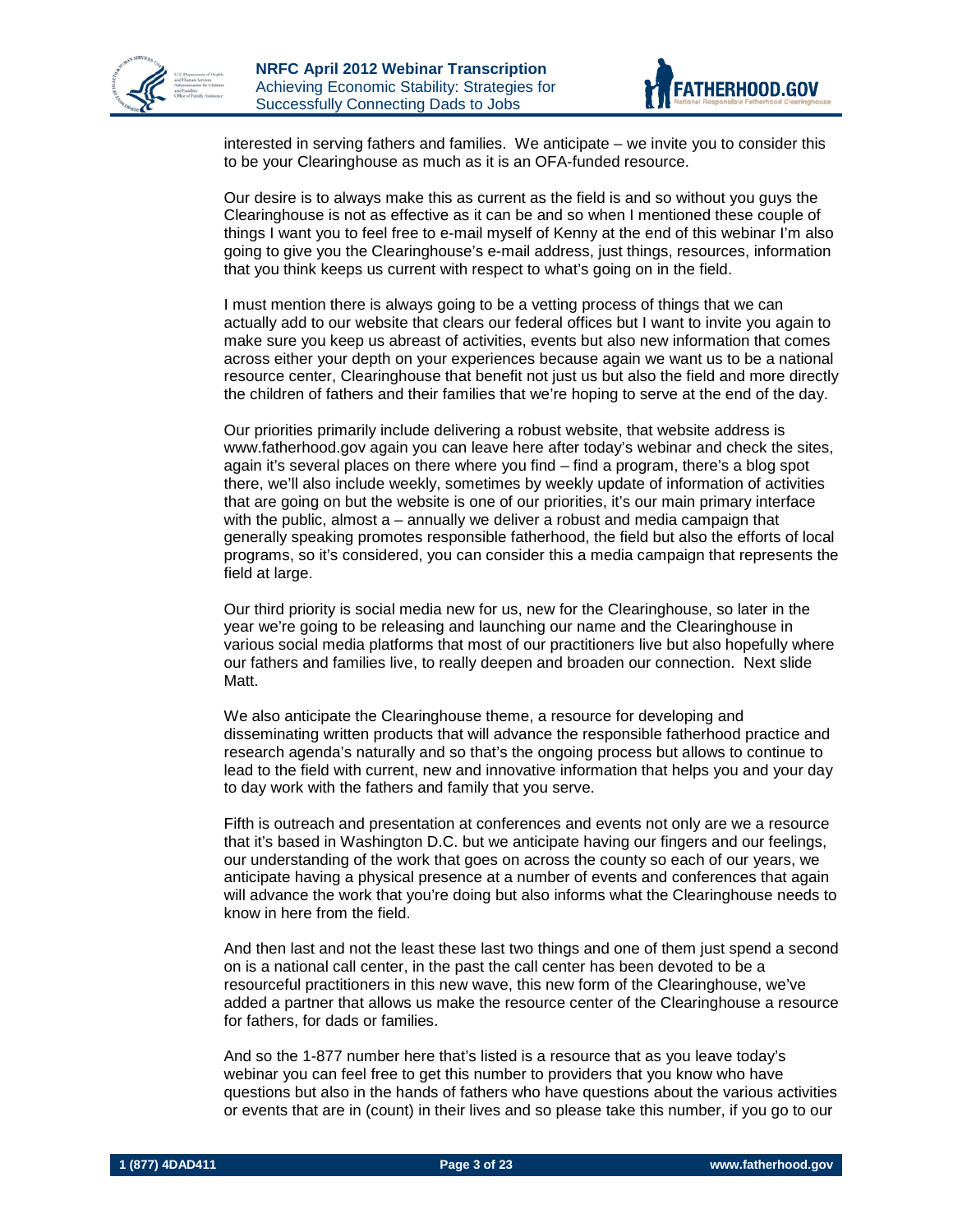interested in serving fathers and families. We anticipate – we invite you to consider this to be your Clearinghouse as much as it is an OFA-funded resource.

Our desire is to always make this as current as the field is and so without you guys the Clearinghouse is not as effective as it can be and so when I mentioned these couple of things I want you to feel free to e-mail myself of Kenny at the end of this webinar I'm also going to give you the Clearinghouse's e-mail address, just things, resources, information that you think keeps us current with respect to what's going on in the field.

I must mention there is always going to be a vetting process of things that we can actually add to our website that clears our federal offices but I want to invite you again to make sure you keep us abreast of activities, events but also new information that comes across either your depth on your experiences because again we want us to be a national resource center, Clearinghouse that benefit not just us but also the field and more directly the children of fathers and their families that we're hoping to serve at the end of the day.

Our priorities primarily include delivering a robust website, that website address is www.fatherhood.gov again you can leave here after today's webinar and check the sites, again it's several places on there where you find – find a program, there's a blog spot there, we'll also include weekly, sometimes by weekly update of information of activities that are going on but the website is one of our priorities, it's our main primary interface with the public, almost a – annually we deliver a robust and media campaign that generally speaking promotes responsible fatherhood, the field but also the efforts of local programs, so it's considered, you can consider this a media campaign that represents the field at large.

Our third priority is social media new for us, new for the Clearinghouse, so later in the year we're going to be releasing and launching our name and the Clearinghouse in various social media platforms that most of our practitioners live but also hopefully where our fathers and families live, to really deepen and broaden our connection. Next slide Matt.

We also anticipate the Clearinghouse theme, a resource for developing and disseminating written products that will advance the responsible fatherhood practice and research agenda's naturally and so that's the ongoing process but allows to continue to lead to the field with current, new and innovative information that helps you and your day to day work with the fathers and family that you serve.

Fifth is outreach and presentation at conferences and events not only are we a resource that it's based in Washington D.C. but we anticipate having our fingers and our feelings, our understanding of the work that goes on across the county so each of our years, we anticipate having a physical presence at a number of events and conferences that again will advance the work that you're doing but also informs what the Clearinghouse needs to know in here from the field.

And then last and not the least these last two things and one of them just spend a second on is a national call center, in the past the call center has been devoted to be a resourceful practitioners in this new wave, this new form of the Clearinghouse, we've added a partner that allows us make the resource center of the Clearinghouse a resource for fathers, for dads or families.

And so the 1-877 number here that's listed is a resource that as you leave today's webinar you can feel free to get this number to providers that you know who have questions but also in the hands of fathers who have questions about the various activities or events that are in (count) in their lives and so please take this number, if you go to our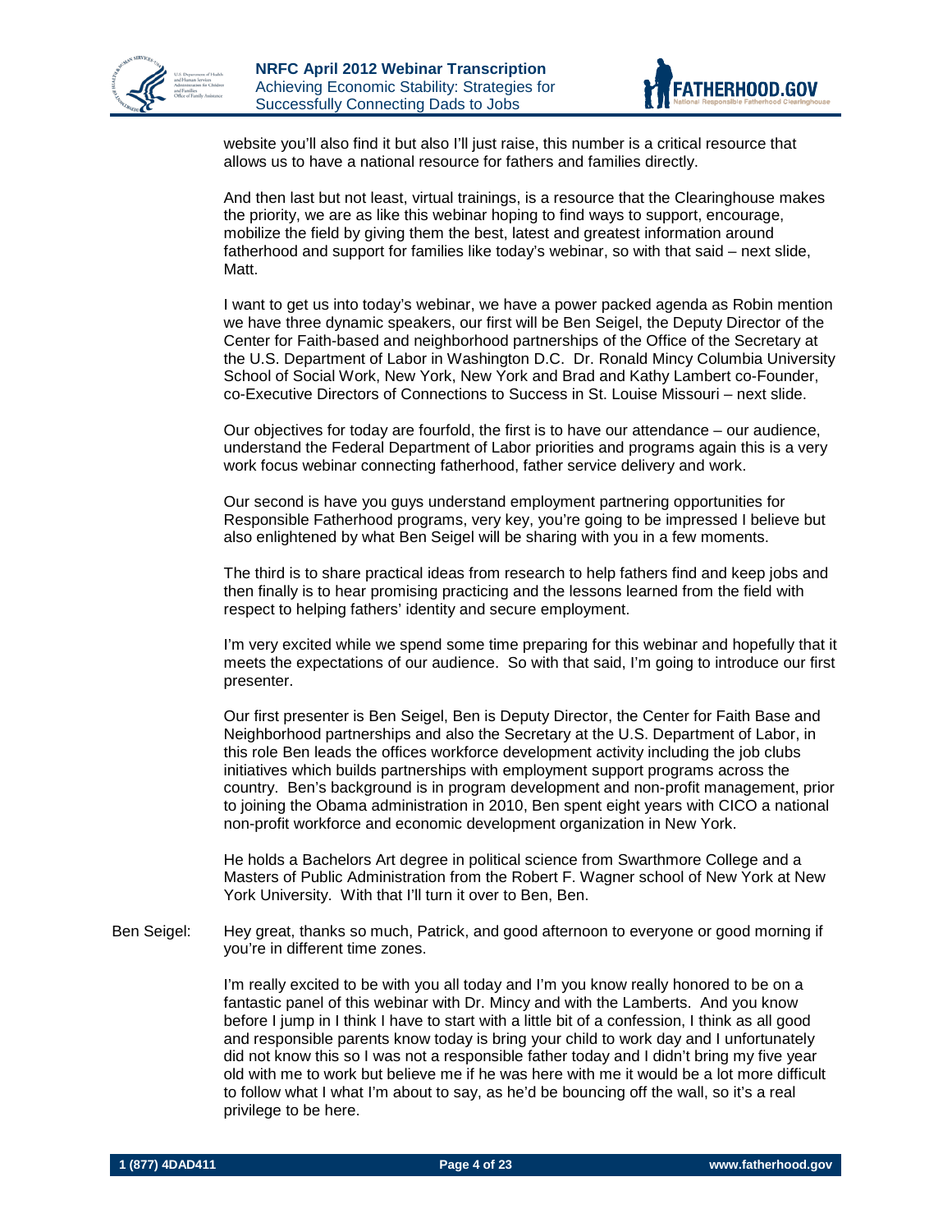website you'll also find it but also I'll just raise, this number is a critical resource that allows us to have a national resource for fathers and families directly.

And then last but not least, virtual trainings, is a resource that the Clearinghouse makes the priority, we are as like this webinar hoping to find ways to support, encourage, mobilize the field by giving them the best, latest and greatest information around fatherhood and support for families like today's webinar, so with that said – next slide, Matt.

I want to get us into today's webinar, we have a power packed agenda as Robin mention we have three dynamic speakers, our first will be Ben Seigel, the Deputy Director of the Center for Faith-based and neighborhood partnerships of the Office of the Secretary at the U.S. Department of Labor in Washington D.C. Dr. Ronald Mincy Columbia University School of Social Work, New York, New York and Brad and Kathy Lambert co-Founder, co-Executive Directors of Connections to Success in St. Louise Missouri – next slide.

Our objectives for today are fourfold, the first is to have our attendance – our audience, understand the Federal Department of Labor priorities and programs again this is a very work focus webinar connecting fatherhood, father service delivery and work.

Our second is have you guys understand employment partnering opportunities for Responsible Fatherhood programs, very key, you're going to be impressed I believe but also enlightened by what Ben Seigel will be sharing with you in a few moments.

The third is to share practical ideas from research to help fathers find and keep jobs and then finally is to hear promising practicing and the lessons learned from the field with respect to helping fathers' identity and secure employment.

I'm very excited while we spend some time preparing for this webinar and hopefully that it meets the expectations of our audience. So with that said, I'm going to introduce our first presenter.

Our first presenter is Ben Seigel, Ben is Deputy Director, the Center for Faith Base and Neighborhood partnerships and also the Secretary at the U.S. Department of Labor, in this role Ben leads the offices workforce development activity including the job clubs initiatives which builds partnerships with employment support programs across the country. Ben's background is in program development and non-profit management, prior to joining the Obama administration in 2010, Ben spent eight years with CICO a national non-profit workforce and economic development organization in New York.

He holds a Bachelors Art degree in political science from Swarthmore College and a Masters of Public Administration from the Robert F. Wagner school of New York at New York University. With that I'll turn it over to Ben, Ben.

Ben Seigel: Hey great, thanks so much, Patrick, and good afternoon to everyone or good morning if you're in different time zones.

I'm really excited to be with you all today and I'm you know really honored to be on a fantastic panel of this webinar with Dr. Mincy and with the Lamberts. And you know before I jump in I think I have to start with a little bit of a confession, I think as all good and responsible parents know today is bring your child to work day and I unfortunately did not know this so I was not a responsible father today and I didn't bring my five year old with me to work but believe me if he was here with me it would be a lot more difficult to follow what I what I'm about to say, as he'd be bouncing off the wall, so it's a real privilege to be here.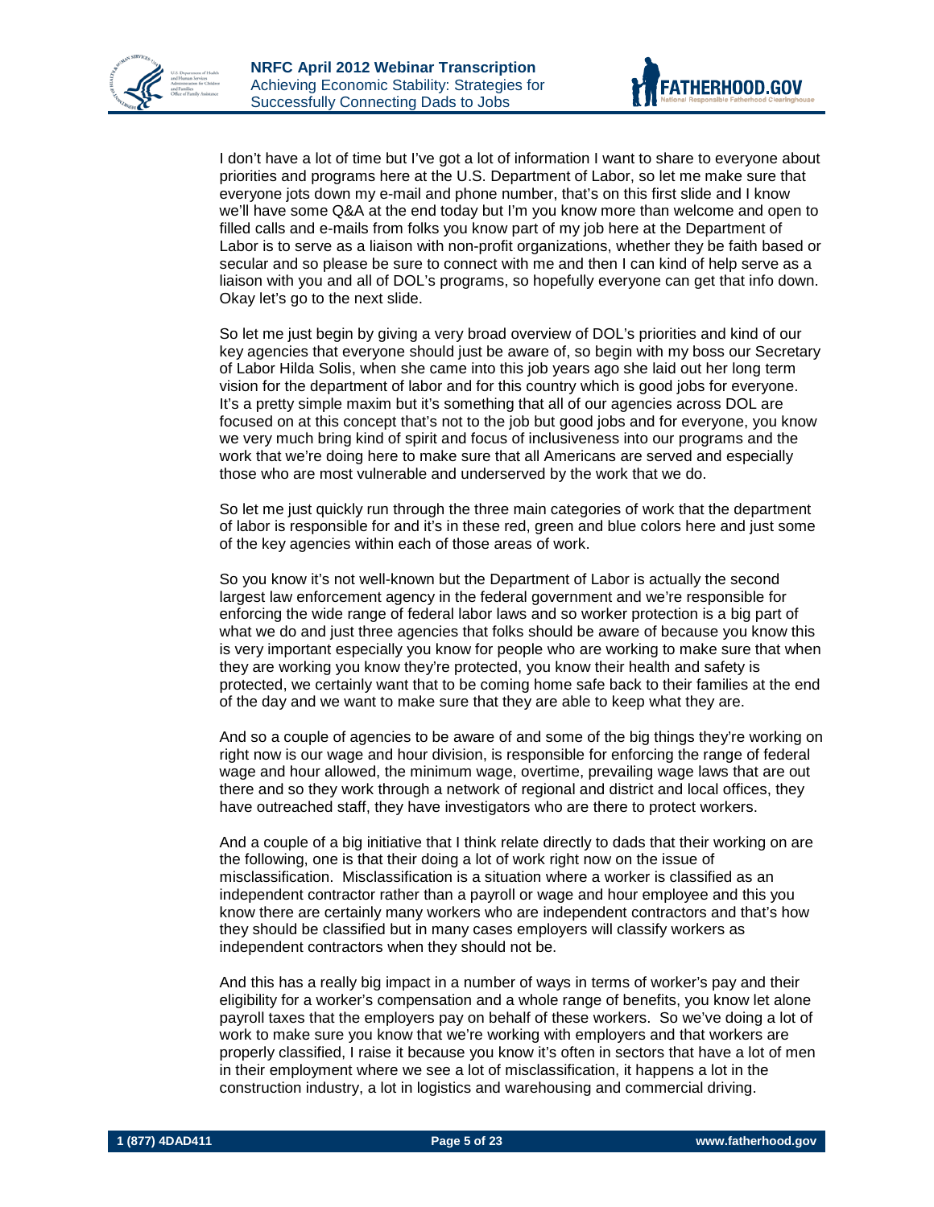I don't have a lot of time but I've got a lot of information I want to share to everyone about priorities and programs here at the U.S. Department of Labor, so let me make sure that everyone jots down my e-mail and phone number, that's on this first slide and I know we'll have some Q&A at the end today but I'm you know more than welcome and open to filled calls and e-mails from folks you know part of my job here at the Department of Labor is to serve as a liaison with non-profit organizations, whether they be faith based or secular and so please be sure to connect with me and then I can kind of help serve as a liaison with you and all of DOL's programs, so hopefully everyone can get that info down. Okay let's go to the next slide.

So let me just begin by giving a very broad overview of DOL's priorities and kind of our key agencies that everyone should just be aware of, so begin with my boss our Secretary of Labor Hilda Solis, when she came into this job years ago she laid out her long term vision for the department of labor and for this country which is good jobs for everyone. It's a pretty simple maxim but it's something that all of our agencies across DOL are focused on at this concept that's not to the job but good jobs and for everyone, you know we very much bring kind of spirit and focus of inclusiveness into our programs and the work that we're doing here to make sure that all Americans are served and especially those who are most vulnerable and underserved by the work that we do.

So let me just quickly run through the three main categories of work that the department of labor is responsible for and it's in these red, green and blue colors here and just some of the key agencies within each of those areas of work.

So you know it's not well-known but the Department of Labor is actually the second largest law enforcement agency in the federal government and we're responsible for enforcing the wide range of federal labor laws and so worker protection is a big part of what we do and just three agencies that folks should be aware of because you know this is very important especially you know for people who are working to make sure that when they are working you know they're protected, you know their health and safety is protected, we certainly want that to be coming home safe back to their families at the end of the day and we want to make sure that they are able to keep what they are.

And so a couple of agencies to be aware of and some of the big things they're working on right now is our wage and hour division, is responsible for enforcing the range of federal wage and hour allowed, the minimum wage, overtime, prevailing wage laws that are out there and so they work through a network of regional and district and local offices, they have outreached staff, they have investigators who are there to protect workers.

And a couple of a big initiative that I think relate directly to dads that their working on are the following, one is that their doing a lot of work right now on the issue of misclassification. Misclassification is a situation where a worker is classified as an independent contractor rather than a payroll or wage and hour employee and this you know there are certainly many workers who are independent contractors and that's how they should be classified but in many cases employers will classify workers as independent contractors when they should not be.

And this has a really big impact in a number of ways in terms of worker's pay and their eligibility for a worker's compensation and a whole range of benefits, you know let alone payroll taxes that the employers pay on behalf of these workers. So we've doing a lot of work to make sure you know that we're working with employers and that workers are properly classified, I raise it because you know it's often in sectors that have a lot of men in their employment where we see a lot of misclassification, it happens a lot in the construction industry, a lot in logistics and warehousing and commercial driving.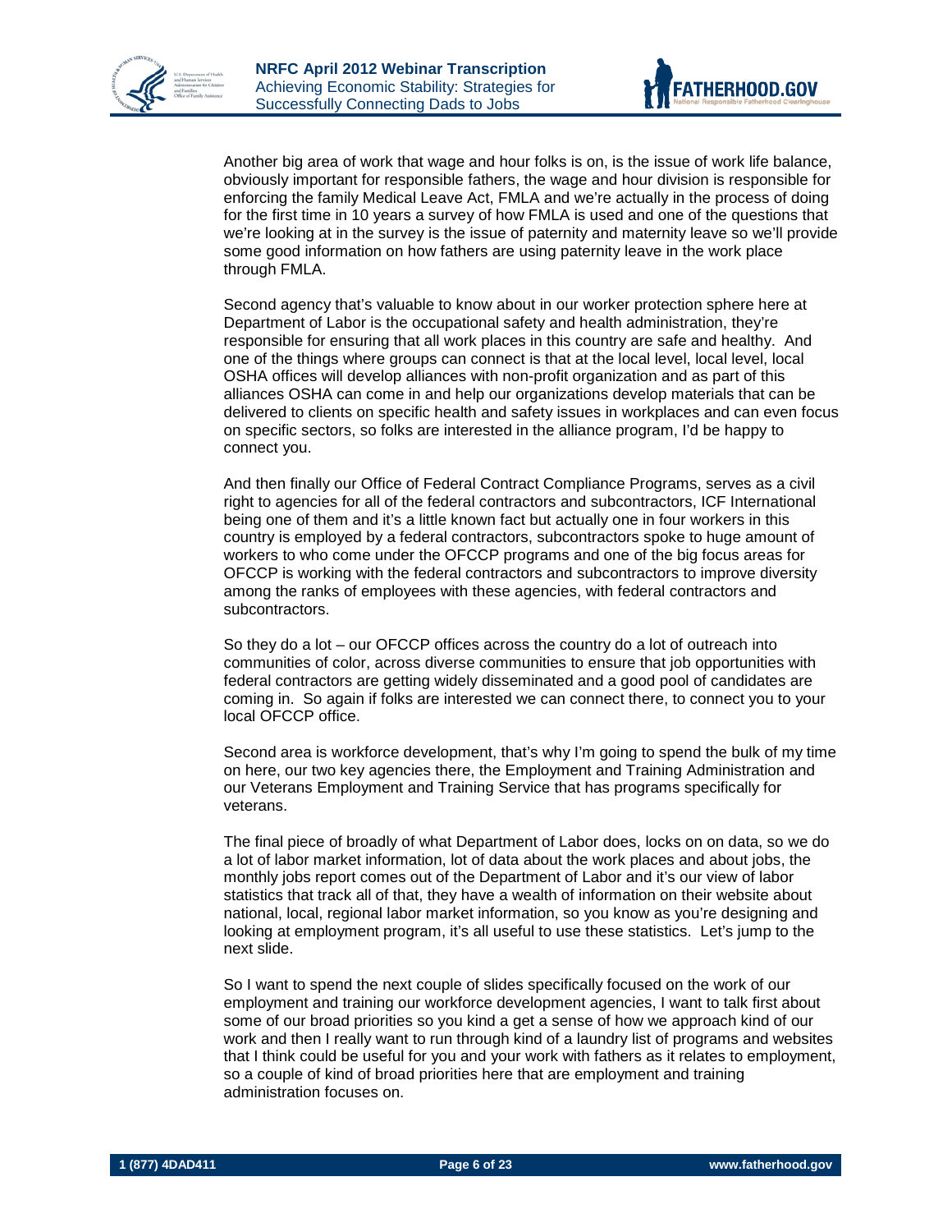Another big area of work that wage and hour folks is on, is the issue of work life balance, obviously important for responsible fathers, the wage and hour division is responsible for enforcing the family Medical Leave Act, FMLA and we're actually in the process of doing for the first time in 10 years a survey of how FMLA is used and one of the questions that we're looking at in the survey is the issue of paternity and maternity leave so we'll provide some good information on how fathers are using paternity leave in the work place through FMLA.

Second agency that's valuable to know about in our worker protection sphere here at Department of Labor is the occupational safety and health administration, they're responsible for ensuring that all work places in this country are safe and healthy. And one of the things where groups can connect is that at the local level, local level, local OSHA offices will develop alliances with non-profit organization and as part of this alliances OSHA can come in and help our organizations develop materials that can be delivered to clients on specific health and safety issues in workplaces and can even focus on specific sectors, so folks are interested in the alliance program, I'd be happy to connect you.

And then finally our Office of Federal Contract Compliance Programs, serves as a civil right to agencies for all of the federal contractors and subcontractors, ICF International being one of them and it's a little known fact but actually one in four workers in this country is employed by a federal contractors, subcontractors spoke to huge amount of workers to who come under the OFCCP programs and one of the big focus areas for OFCCP is working with the federal contractors and subcontractors to improve diversity among the ranks of employees with these agencies, with federal contractors and subcontractors.

So they do a lot – our OFCCP offices across the country do a lot of outreach into communities of color, across diverse communities to ensure that job opportunities with federal contractors are getting widely disseminated and a good pool of candidates are coming in. So again if folks are interested we can connect there, to connect you to your local OFCCP office.

Second area is workforce development, that's why I'm going to spend the bulk of my time on here, our two key agencies there, the Employment and Training Administration and our Veterans Employment and Training Service that has programs specifically for veterans.

The final piece of broadly of what Department of Labor does, locks on on data, so we do a lot of labor market information, lot of data about the work places and about jobs, the monthly jobs report comes out of the Department of Labor and it's our view of labor statistics that track all of that, they have a wealth of information on their website about national, local, regional labor market information, so you know as you're designing and looking at employment program, it's all useful to use these statistics. Let's jump to the next slide.

So I want to spend the next couple of slides specifically focused on the work of our employment and training our workforce development agencies, I want to talk first about some of our broad priorities so you kind a get a sense of how we approach kind of our work and then I really want to run through kind of a laundry list of programs and websites that I think could be useful for you and your work with fathers as it relates to employment, so a couple of kind of broad priorities here that are employment and training administration focuses on.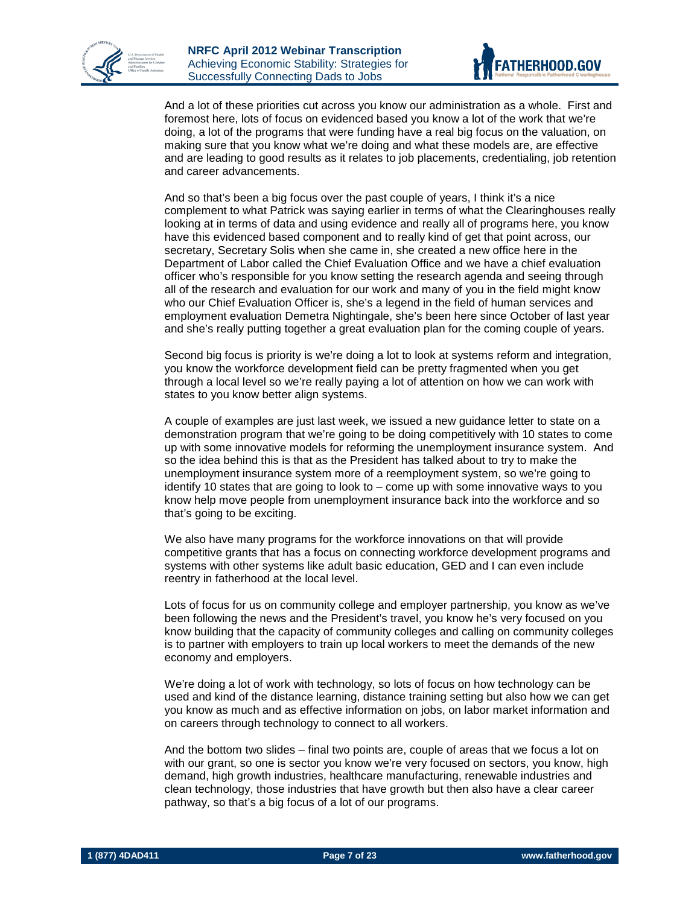And a lot of these priorities cut across you know our administration as a whole. First and foremost here, lots of focus on evidenced based you know a lot of the work that we're doing, a lot of the programs that were funding have a real big focus on the valuation, on making sure that you know what we're doing and what these models are, are effective and are leading to good results as it relates to job placements, credentialing, job retention and career advancements.

And so that's been a big focus over the past couple of years, I think it's a nice complement to what Patrick was saying earlier in terms of what the Clearinghouses really looking at in terms of data and using evidence and really all of programs here, you know have this evidenced based component and to really kind of get that point across, our secretary, Secretary Solis when she came in, she created a new office here in the Department of Labor called the Chief Evaluation Office and we have a chief evaluation officer who's responsible for you know setting the research agenda and seeing through all of the research and evaluation for our work and many of you in the field might know who our Chief Evaluation Officer is, she's a legend in the field of human services and employment evaluation Demetra Nightingale, she's been here since October of last year and she's really putting together a great evaluation plan for the coming couple of years.

Second big focus is priority is we're doing a lot to look at systems reform and integration, you know the workforce development field can be pretty fragmented when you get through a local level so we're really paying a lot of attention on how we can work with states to you know better align systems.

A couple of examples are just last week, we issued a new guidance letter to state on a demonstration program that we're going to be doing competitively with 10 states to come up with some innovative models for reforming the unemployment insurance system. And so the idea behind this is that as the President has talked about to try to make the unemployment insurance system more of a reemployment system, so we're going to identify 10 states that are going to look to – come up with some innovative ways to you know help move people from unemployment insurance back into the workforce and so that's going to be exciting.

We also have many programs for the workforce innovations on that will provide competitive grants that has a focus on connecting workforce development programs and systems with other systems like adult basic education, GED and I can even include reentry in fatherhood at the local level.

Lots of focus for us on community college and employer partnership, you know as we've been following the news and the President's travel, you know he's very focused on you know building that the capacity of community colleges and calling on community colleges is to partner with employers to train up local workers to meet the demands of the new economy and employers.

We're doing a lot of work with technology, so lots of focus on how technology can be used and kind of the distance learning, distance training setting but also how we can get you know as much and as effective information on jobs, on labor market information and on careers through technology to connect to all workers.

And the bottom two slides – final two points are, couple of areas that we focus a lot on with our grant, so one is sector you know we're very focused on sectors, you know, high demand, high growth industries, healthcare manufacturing, renewable industries and clean technology, those industries that have growth but then also have a clear career pathway, so that's a big focus of a lot of our programs.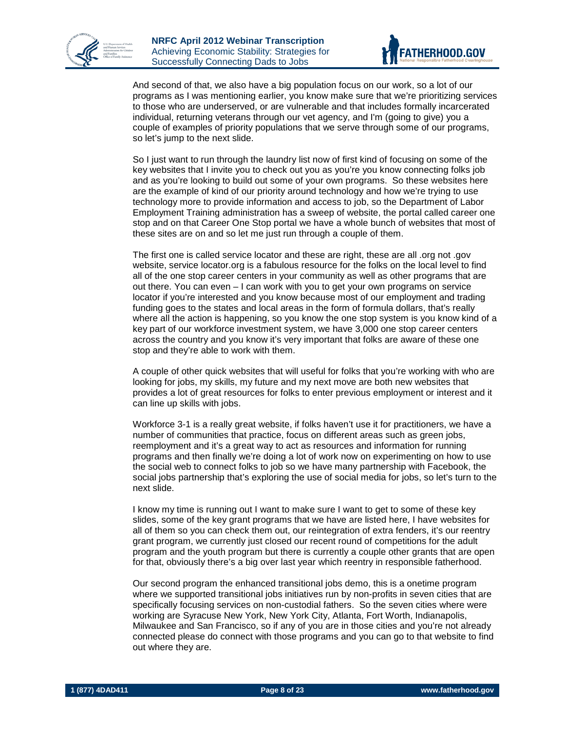And second of that, we also have a big population focus on our work, so a lot of our programs as I was mentioning earlier, you know make sure that we're prioritizing services to those who are underserved, or are vulnerable and that includes formally incarcerated individual, returning veterans through our vet agency, and I'm (going to give) you a couple of examples of priority populations that we serve through some of our programs, so let's jump to the next slide.

So I just want to run through the laundry list now of first kind of focusing on some of the key websites that I invite you to check out you as you're you know connecting folks job and as you're looking to build out some of your own programs. So these websites here are the example of kind of our priority around technology and how we're trying to use technology more to provide information and access to job, so the Department of Labor Employment Training administration has a sweep of website, the portal called career one stop and on that Career One Stop portal we have a whole bunch of websites that most of these sites are on and so let me just run through a couple of them.

The first one is called service locator and these are right, these are all .org not .gov website, service locator.org is a fabulous resource for the folks on the local level to find all of the one stop career centers in your community as well as other programs that are out there. You can even – I can work with you to get your own programs on service locator if you're interested and you know because most of our employment and trading funding goes to the states and local areas in the form of formula dollars, that's really where all the action is happening, so you know the one stop system is you know kind of a key part of our workforce investment system, we have 3,000 one stop career centers across the country and you know it's very important that folks are aware of these one stop and they're able to work with them.

A couple of other quick websites that will useful for folks that you're working with who are looking for jobs, my skills, my future and my next move are both new websites that provides a lot of great resources for folks to enter previous employment or interest and it can line up skills with jobs.

Workforce 3-1 is a really great website, if folks haven't use it for practitioners, we have a number of communities that practice, focus on different areas such as green jobs, reemployment and it's a great way to act as resources and information for running programs and then finally we're doing a lot of work now on experimenting on how to use the social web to connect folks to job so we have many partnership with Facebook, the social jobs partnership that's exploring the use of social media for jobs, so let's turn to the next slide.

I know my time is running out I want to make sure I want to get to some of these key slides, some of the key grant programs that we have are listed here, I have websites for all of them so you can check them out, our reintegration of extra fenders, it's our reentry grant program, we currently just closed our recent round of competitions for the adult program and the youth program but there is currently a couple other grants that are open for that, obviously there's a big over last year which reentry in responsible fatherhood.

Our second program the enhanced transitional jobs demo, this is a onetime program where we supported transitional jobs initiatives run by non-profits in seven cities that are specifically focusing services on non-custodial fathers. So the seven cities where were working are Syracuse New York, New York City, Atlanta, Fort Worth, Indianapolis, Milwaukee and San Francisco, so if any of you are in those cities and you're not already connected please do connect with those programs and you can go to that website to find out where they are.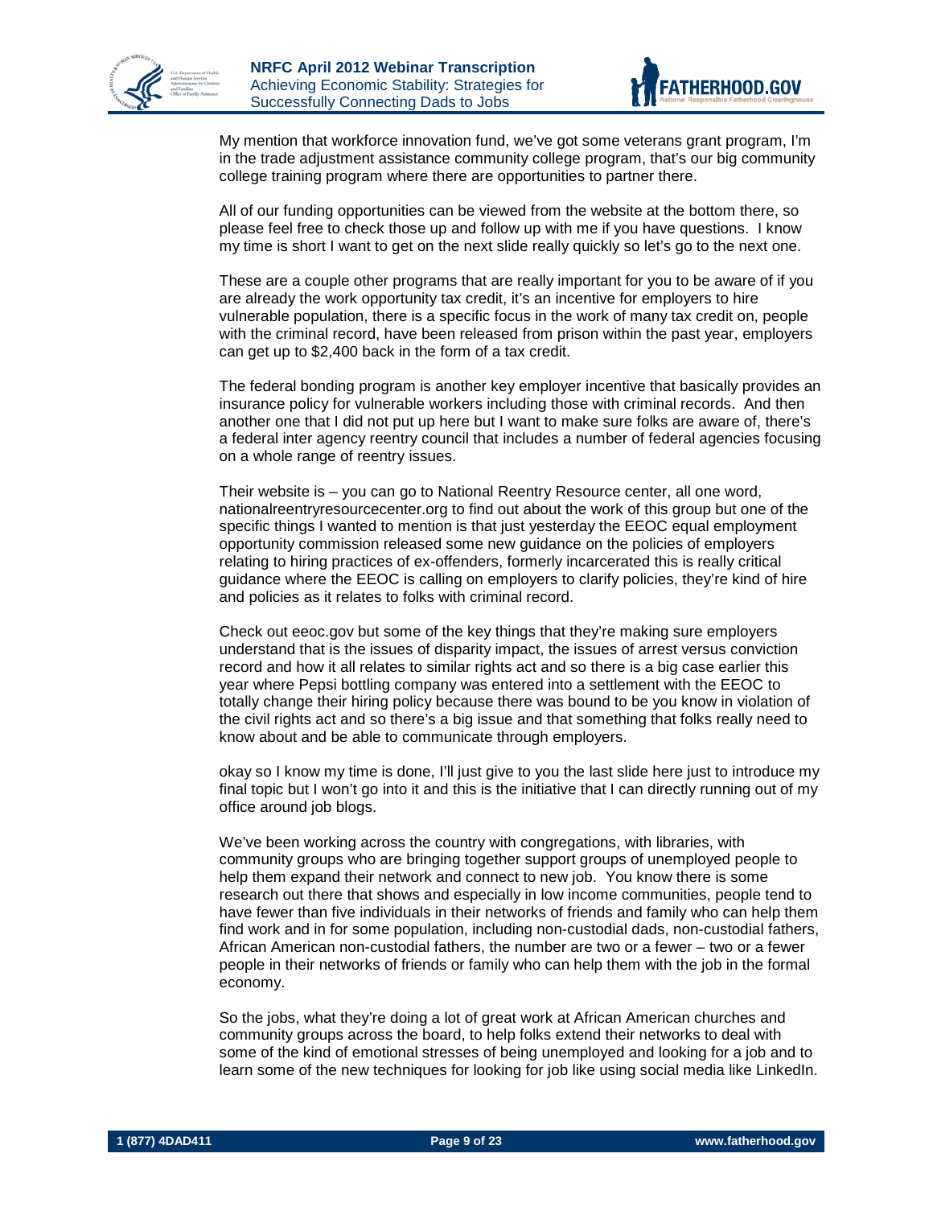My mention that workforce innovation fund, we've got some veterans grant program, I'm in the trade adjustment assistance community college program, that's our big community college training program where there are opportunities to partner there.

All of our funding opportunities can be viewed from the website at the bottom there, so please feel free to check those up and follow up with me if you have questions. I know my time is short I want to get on the next slide really quickly so let's go to the next one.

These are a couple other programs that are really important for you to be aware of if you are already the work opportunity tax credit, it's an incentive for employers to hire vulnerable population, there is a specific focus in the work of many tax credit on, people with the criminal record, have been released from prison within the past year, employers can get up to $2,400 back in the form of a tax credit.

The federal bonding program is another key employer incentive that basically provides an insurance policy for vulnerable workers including those with criminal records. And then another one that I did not put up here but I want to make sure folks are aware of, there's a federal inter agency reentry council that includes a number of federal agencies focusing on a whole range of reentry issues.

Their website is – you can go to National Reentry Resource center, all one word, nationalreentryresourcecenter.org to find out about the work of this group but one of the specific things I wanted to mention is that just yesterday the EEOC equal employment opportunity commission released some new guidance on the policies of employers relating to hiring practices of ex-offenders, formerly incarcerated this is really critical guidance where the EEOC is calling on employers to clarify policies, they're kind of hire and policies as it relates to folks with criminal record.

Check out eeoc.gov but some of the key things that they're making sure employers understand that is the issues of disparity impact, the issues of arrest versus conviction record and how it all relates to similar rights act and so there is a big case earlier this year where Pepsi bottling company was entered into a settlement with the EEOC to totally change their hiring policy because there was bound to be you know in violation of the civil rights act and so there's a big issue and that something that folks really need to know about and be able to communicate through employers.

okay so I know my time is done, I'll just give to you the last slide here just to introduce my final topic but I won't go into it and this is the initiative that I can directly running out of my office around job blogs.

We've been working across the country with congregations, with libraries, with community groups who are bringing together support groups of unemployed people to help them expand their network and connect to new job. You know there is some research out there that shows and especially in low income communities, people tend to have fewer than five individuals in their networks of friends and family who can help them find work and in for some population, including non-custodial dads, non-custodial fathers, African American non-custodial fathers, the number are two or a fewer – two or a fewer people in their networks of friends or family who can help them with the job in the formal economy.

So the jobs, what they're doing a lot of great work at African American churches and community groups across the board, to help folks extend their networks to deal with some of the kind of emotional stresses of being unemployed and looking for a job and to learn some of the new techniques for looking for job like using social media like LinkedIn.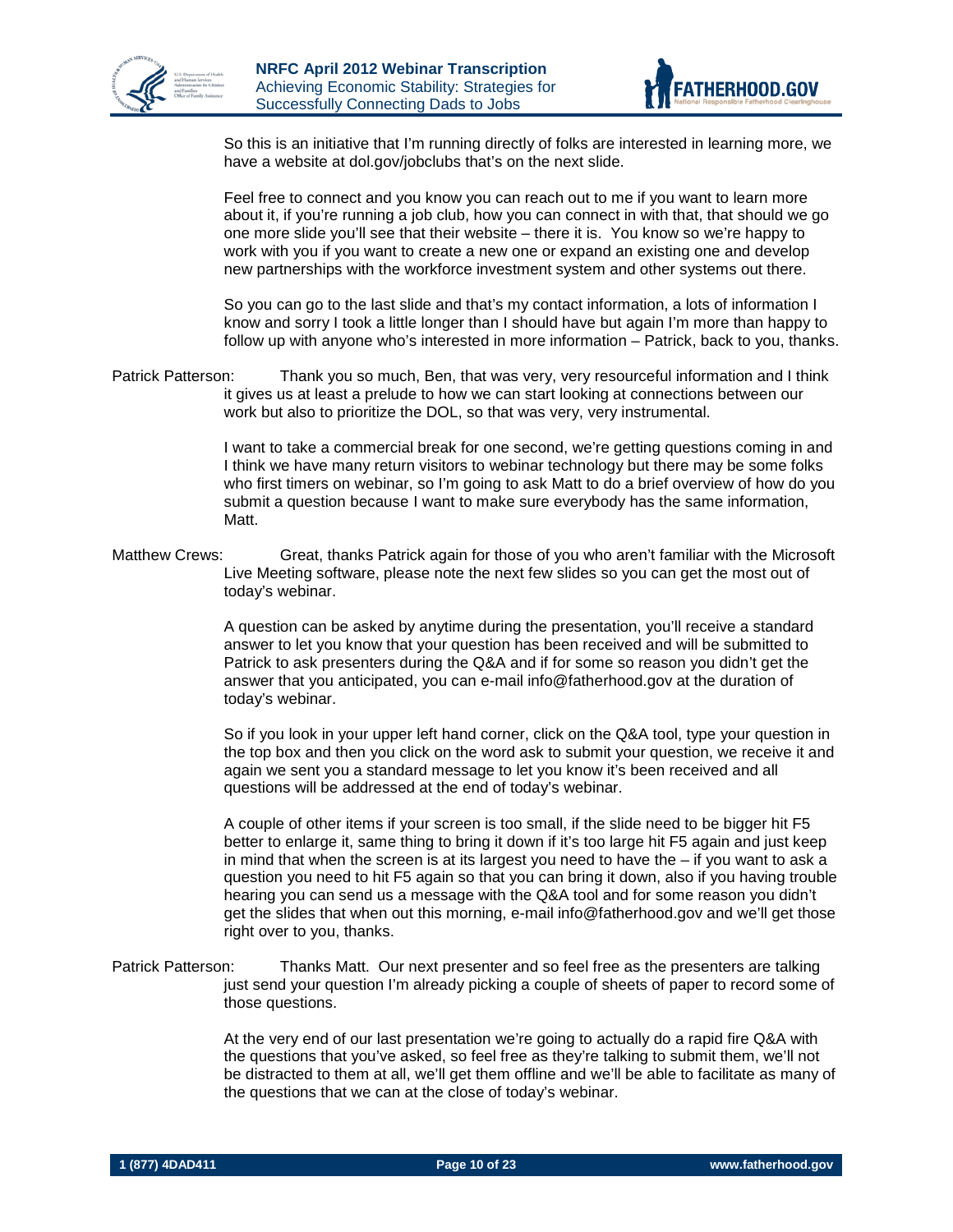So this is an initiative that I'm running directly of folks are interested in learning more, we have a website at dol.gov/jobclubs that's on the next slide.

Feel free to connect and you know you can reach out to me if you want to learn more about it, if you're running a job club, how you can connect in with that, that should we go one more slide you'll see that their website – there it is. You know so we're happy to work with you if you want to create a new one or expand an existing one and develop new partnerships with the workforce investment system and other systems out there.

So you can go to the last slide and that's my contact information, a lots of information I know and sorry I took a little longer than I should have but again I'm more than happy to follow up with anyone who's interested in more information – Patrick, back to you, thanks.

Patrick Patterson: Thank you so much, Ben, that was very, very resourceful information and I think it gives us at least a prelude to how we can start looking at connections between our work but also to prioritize the DOL, so that was very, very instrumental.

I want to take a commercial break for one second, we're getting questions coming in and I think we have many return visitors to webinar technology but there may be some folks who first timers on webinar, so I'm going to ask Matt to do a brief overview of how do you submit a question because I want to make sure everybody has the same information, Matt.

Matthew Crews: Great, thanks Patrick again for those of you who aren't familiar with the Microsoft Live Meeting software, please note the next few slides so you can get the most out of today's webinar.

A question can be asked by anytime during the presentation, you'll receive a standard answer to let you know that your question has been received and will be submitted to Patrick to ask presenters during the Q&A and if for some so reason you didn't get the answer that you anticipated, you can e-mail info@fatherhood.gov at the duration of today's webinar.

So if you look in your upper left hand corner, click on the Q&A tool, type your question in the top box and then you click on the word ask to submit your question, we receive it and again we sent you a standard message to let you know it's been received and all questions will be addressed at the end of today's webinar.

A couple of other items if your screen is too small, if the slide need to be bigger hit F5 better to enlarge it, same thing to bring it down if it's too large hit F5 again and just keep in mind that when the screen is at its largest you need to have the – if you want to ask a question you need to hit F5 again so that you can bring it down, also if you having trouble hearing you can send us a message with the Q&A tool and for some reason you didn't get the slides that when out this morning, e-mail info@fatherhood.gov and we'll get those right over to you, thanks.

Patrick Patterson: Thanks Matt. Our next presenter and so feel free as the presenters are talking just send your question I'm already picking a couple of sheets of paper to record some of those questions.

At the very end of our last presentation we're going to actually do a rapid fire Q&A with the questions that you've asked, so feel free as they're talking to submit them, we'll not be distracted to them at all, we'll get them offline and we'll be able to facilitate as many of the questions that we can at the close of today's webinar.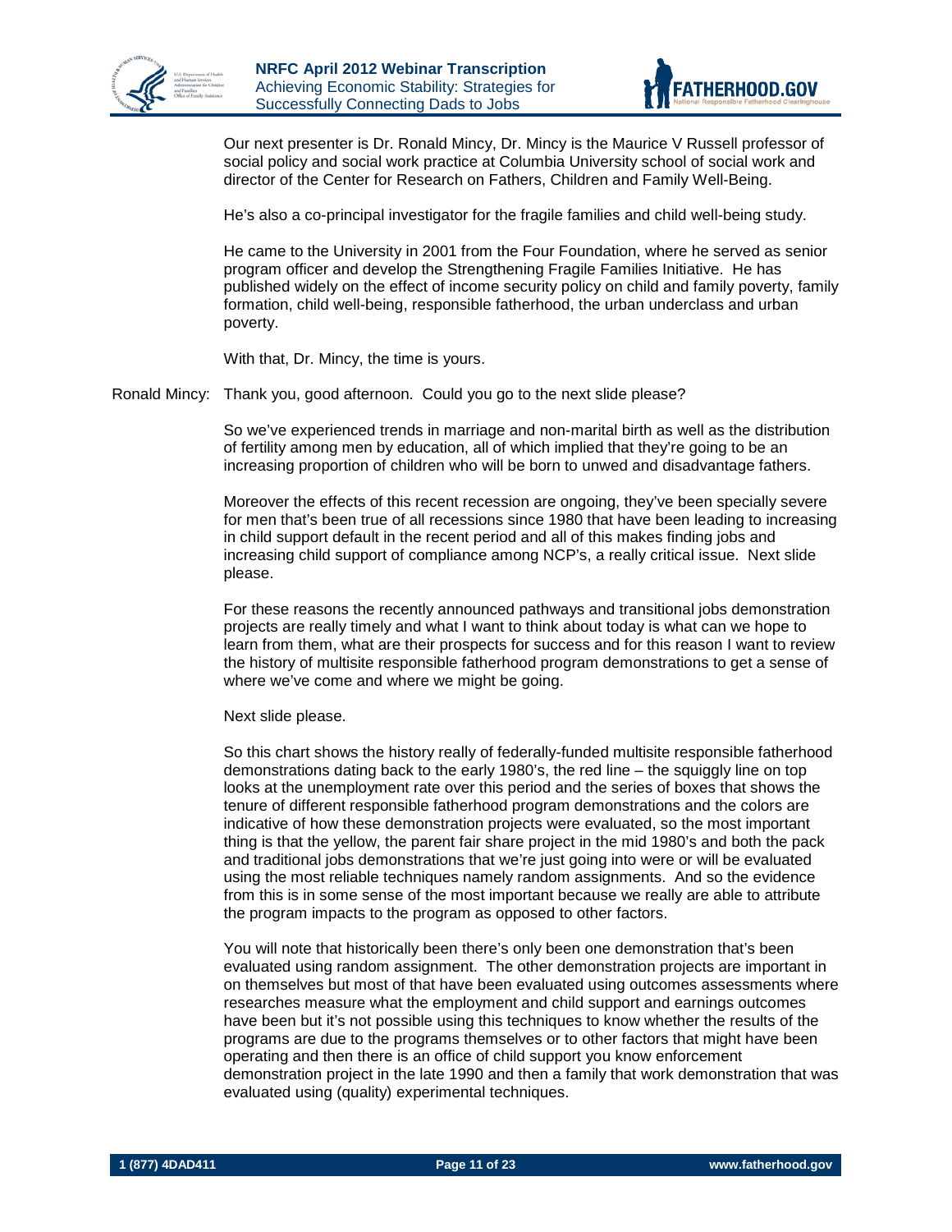Our next presenter is Dr. Ronald Mincy, Dr. Mincy is the Maurice V Russell professor of social policy and social work practice at Columbia University school of social work and director of the Center for Research on Fathers, Children and Family Well-Being.

He's also a co-principal investigator for the fragile families and child well-being study.

He came to the University in 2001 from the Four Foundation, where he served as senior program officer and develop the Strengthening Fragile Families Initiative. He has published widely on the effect of income security policy on child and family poverty, family formation, child well-being, responsible fatherhood, the urban underclass and urban poverty.

With that, Dr. Mincy, the time is yours.

Ronald Mincy: Thank you, good afternoon. Could you go to the next slide please?

So we've experienced trends in marriage and non-marital birth as well as the distribution of fertility among men by education, all of which implied that they're going to be an increasing proportion of children who will be born to unwed and disadvantage fathers.

Moreover the effects of this recent recession are ongoing, they've been specially severe for men that's been true of all recessions since 1980 that have been leading to increasing in child support default in the recent period and all of this makes finding jobs and increasing child support of compliance among NCP's, a really critical issue. Next slide please.

For these reasons the recently announced pathways and transitional jobs demonstration projects are really timely and what I want to think about today is what can we hope to learn from them, what are their prospects for success and for this reason I want to review the history of multisite responsible fatherhood program demonstrations to get a sense of where we've come and where we might be going.

Next slide please.

So this chart shows the history really of federally-funded multisite responsible fatherhood demonstrations dating back to the early 1980's, the red line – the squiggly line on top looks at the unemployment rate over this period and the series of boxes that shows the tenure of different responsible fatherhood program demonstrations and the colors are indicative of how these demonstration projects were evaluated, so the most important thing is that the yellow, the parent fair share project in the mid 1980's and both the pack and traditional jobs demonstrations that we're just going into were or will be evaluated using the most reliable techniques namely random assignments. And so the evidence from this is in some sense of the most important because we really are able to attribute the program impacts to the program as opposed to other factors.

You will note that historically been there's only been one demonstration that's been evaluated using random assignment. The other demonstration projects are important in on themselves but most of that have been evaluated using outcomes assessments where researches measure what the employment and child support and earnings outcomes have been but it's not possible using this techniques to know whether the results of the programs are due to the programs themselves or to other factors that might have been operating and then there is an office of child support you know enforcement demonstration project in the late 1990 and then a family that work demonstration that was evaluated using (quality) experimental techniques.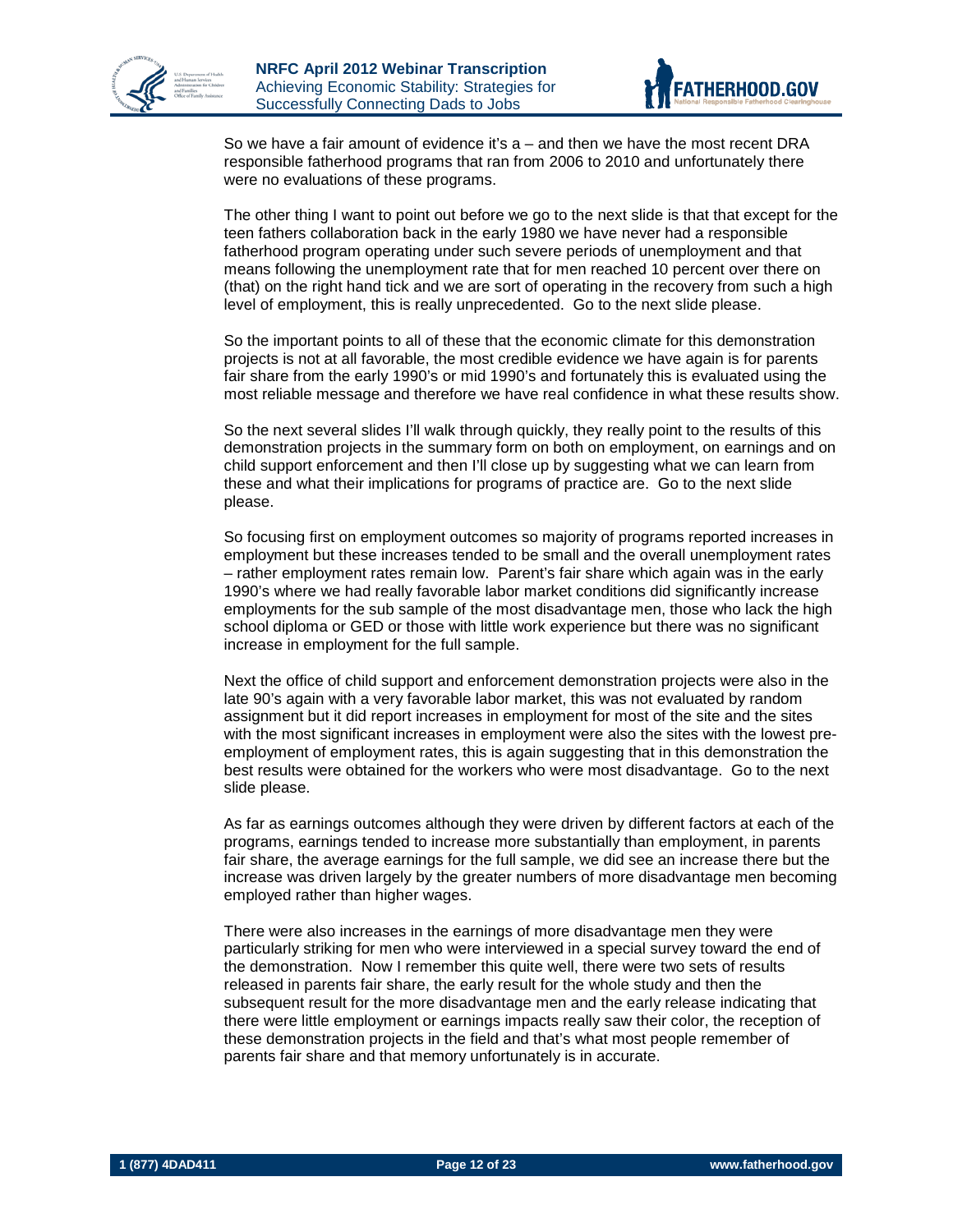So we have a fair amount of evidence it's a – and then we have the most recent DRA responsible fatherhood programs that ran from 2006 to 2010 and unfortunately there were no evaluations of these programs.

The other thing I want to point out before we go to the next slide is that that except for the teen fathers collaboration back in the early 1980 we have never had a responsible fatherhood program operating under such severe periods of unemployment and that means following the unemployment rate that for men reached 10 percent over there on (that) on the right hand tick and we are sort of operating in the recovery from such a high level of employment, this is really unprecedented. Go to the next slide please.

So the important points to all of these that the economic climate for this demonstration projects is not at all favorable, the most credible evidence we have again is for parents fair share from the early 1990's or mid 1990's and fortunately this is evaluated using the most reliable message and therefore we have real confidence in what these results show.

So the next several slides I'll walk through quickly, they really point to the results of this demonstration projects in the summary form on both on employment, on earnings and on child support enforcement and then I'll close up by suggesting what we can learn from these and what their implications for programs of practice are. Go to the next slide please.

So focusing first on employment outcomes so majority of programs reported increases in employment but these increases tended to be small and the overall unemployment rates – rather employment rates remain low. Parent's fair share which again was in the early 1990's where we had really favorable labor market conditions did significantly increase employments for the sub sample of the most disadvantage men, those who lack the high school diploma or GED or those with little work experience but there was no significant increase in employment for the full sample.

Next the office of child support and enforcement demonstration projects were also in the late 90's again with a very favorable labor market, this was not evaluated by random assignment but it did report increases in employment for most of the site and the sites with the most significant increases in employment were also the sites with the lowest pre-employment of employment rates, this is again suggesting that in this demonstration the best results were obtained for the workers who were most disadvantage. Go to the next slide please.

As far as earnings outcomes although they were driven by different factors at each of the programs, earnings tended to increase more substantially than employment, in parents fair share, the average earnings for the full sample, we did see an increase there but the increase was driven largely by the greater numbers of more disadvantage men becoming employed rather than higher wages.

There were also increases in the earnings of more disadvantage men they were particularly striking for men who were interviewed in a special survey toward the end of the demonstration. Now I remember this quite well, there were two sets of results released in parents fair share, the early result for the whole study and then the subsequent result for the more disadvantage men and the early release indicating that there were little employment or earnings impacts really saw their color, the reception of these demonstration projects in the field and that's what most people remember of parents fair share and that memory unfortunately is in accurate.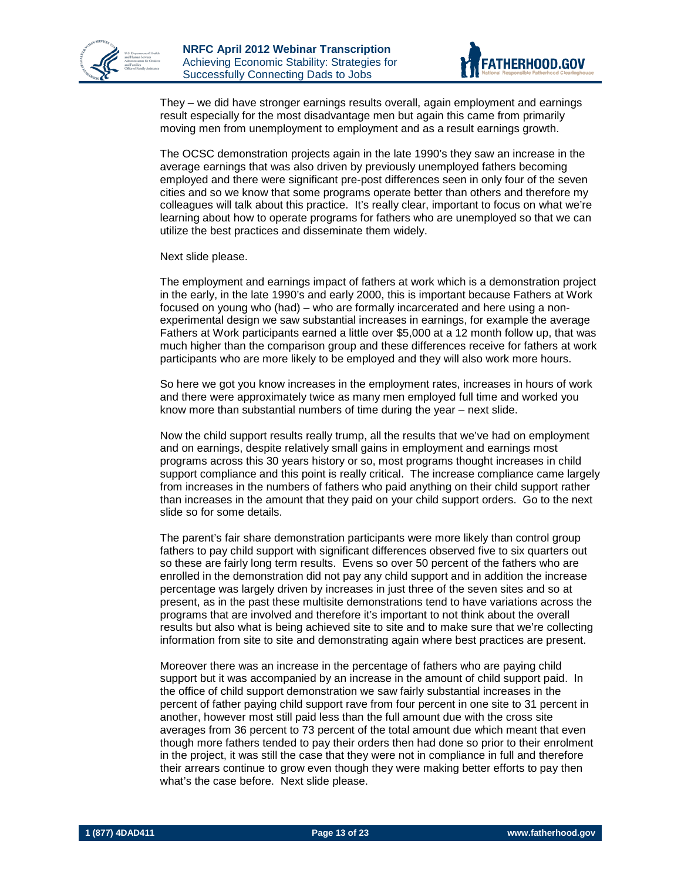They – we did have stronger earnings results overall, again employment and earnings result especially for the most disadvantage men but again this came from primarily moving men from unemployment to employment and as a result earnings growth.

The OCSC demonstration projects again in the late 1990's they saw an increase in the average earnings that was also driven by previously unemployed fathers becoming employed and there were significant pre-post differences seen in only four of the seven cities and so we know that some programs operate better than others and therefore my colleagues will talk about this practice. It's really clear, important to focus on what we're learning about how to operate programs for fathers who are unemployed so that we can utilize the best practices and disseminate them widely.

Next slide please.

The employment and earnings impact of fathers at work which is a demonstration project in the early, in the late 1990's and early 2000, this is important because Fathers at Work focused on young who (had) – who are formally incarcerated and here using a non-experimental design we saw substantial increases in earnings, for example the average Fathers at Work participants earned a little over $5,000 at a 12 month follow up, that was much higher than the comparison group and these differences receive for fathers at work participants who are more likely to be employed and they will also work more hours.

So here we got you know increases in the employment rates, increases in hours of work and there were approximately twice as many men employed full time and worked you know more than substantial numbers of time during the year – next slide.

Now the child support results really trump, all the results that we've had on employment and on earnings, despite relatively small gains in employment and earnings most programs across this 30 years history or so, most programs thought increases in child support compliance and this point is really critical. The increase compliance came largely from increases in the numbers of fathers who paid anything on their child support rather than increases in the amount that they paid on your child support orders. Go to the next slide so for some details.

The parent's fair share demonstration participants were more likely than control group fathers to pay child support with significant differences observed five to six quarters out so these are fairly long term results. Evens so over 50 percent of the fathers who are enrolled in the demonstration did not pay any child support and in addition the increase percentage was largely driven by increases in just three of the seven sites and so at present, as in the past these multisite demonstrations tend to have variations across the programs that are involved and therefore it's important to not think about the overall results but also what is being achieved site to site and to make sure that we're collecting information from site to site and demonstrating again where best practices are present.

Moreover there was an increase in the percentage of fathers who are paying child support but it was accompanied by an increase in the amount of child support paid. In the office of child support demonstration we saw fairly substantial increases in the percent of father paying child support rave from four percent in one site to 31 percent in another, however most still paid less than the full amount due with the cross site averages from 36 percent to 73 percent of the total amount due which meant that even though more fathers tended to pay their orders then had done so prior to their enrolment in the project, it was still the case that they were not in compliance in full and therefore their arrears continue to grow even though they were making better efforts to pay then what's the case before. Next slide please.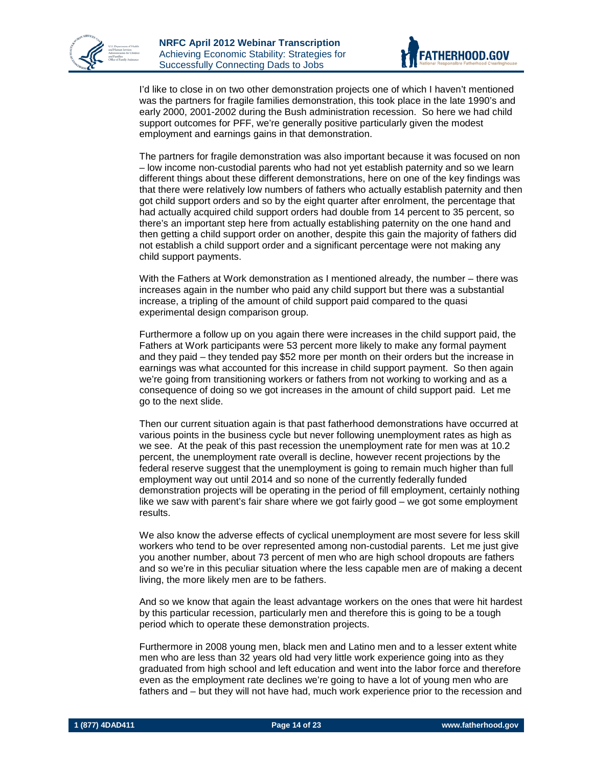I'd like to close in on two other demonstration projects one of which I haven't mentioned was the partners for fragile families demonstration, this took place in the late 1990's and early 2000, 2001-2002 during the Bush administration recession. So here we had child support outcomes for PFF, we're generally positive particularly given the modest employment and earnings gains in that demonstration.

The partners for fragile demonstration was also important because it was focused on non – low income non-custodial parents who had not yet establish paternity and so we learn different things about these different demonstrations, here on one of the key findings was that there were relatively low numbers of fathers who actually establish paternity and then got child support orders and so by the eight quarter after enrolment, the percentage that had actually acquired child support orders had double from 14 percent to 35 percent, so there's an important step here from actually establishing paternity on the one hand and then getting a child support order on another, despite this gain the majority of fathers did not establish a child support order and a significant percentage were not making any child support payments.

With the Fathers at Work demonstration as I mentioned already, the number – there was increases again in the number who paid any child support but there was a substantial increase, a tripling of the amount of child support paid compared to the quasi experimental design comparison group.

Furthermore a follow up on you again there were increases in the child support paid, the Fathers at Work participants were 53 percent more likely to make any formal payment and they paid – they tended pay $52 more per month on their orders but the increase in earnings was what accounted for this increase in child support payment. So then again we're going from transitioning workers or fathers from not working to working and as a consequence of doing so we got increases in the amount of child support paid. Let me go to the next slide.

Then our current situation again is that past fatherhood demonstrations have occurred at various points in the business cycle but never following unemployment rates as high as we see. At the peak of this past recession the unemployment rate for men was at 10.2 percent, the unemployment rate overall is decline, however recent projections by the federal reserve suggest that the unemployment is going to remain much higher than full employment way out until 2014 and so none of the currently federally funded demonstration projects will be operating in the period of fill employment, certainly nothing like we saw with parent's fair share where we got fairly good – we got some employment results.

We also know the adverse effects of cyclical unemployment are most severe for less skill workers who tend to be over represented among non-custodial parents. Let me just give you another number, about 73 percent of men who are high school dropouts are fathers and so we're in this peculiar situation where the less capable men are of making a decent living, the more likely men are to be fathers.

And so we know that again the least advantage workers on the ones that were hit hardest by this particular recession, particularly men and therefore this is going to be a tough period which to operate these demonstration projects.

Furthermore in 2008 young men, black men and Latino men and to a lesser extent white men who are less than 32 years old had very little work experience going into as they graduated from high school and left education and went into the labor force and therefore even as the employment rate declines we're going to have a lot of young men who are fathers and – but they will not have had, much work experience prior to the recession and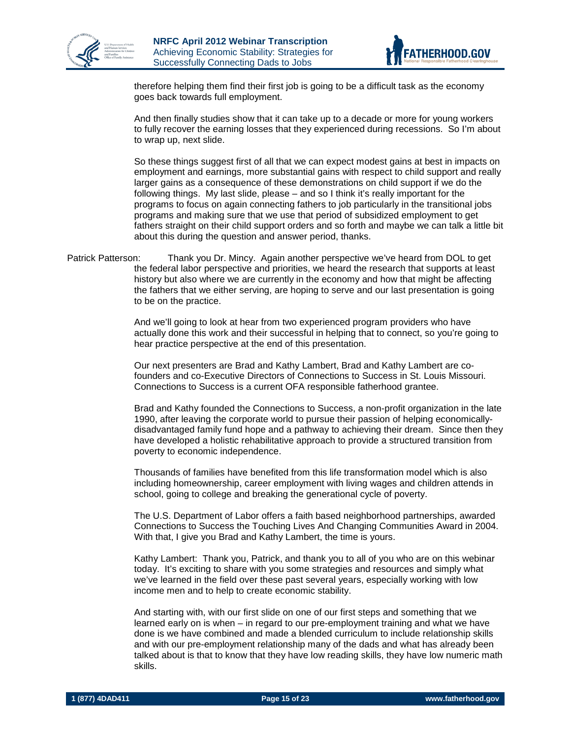therefore helping them find their first job is going to be a difficult task as the economy goes back towards full employment.

And then finally studies show that it can take up to a decade or more for young workers to fully recover the earning losses that they experienced during recessions. So I'm about to wrap up, next slide.

So these things suggest first of all that we can expect modest gains at best in impacts on employment and earnings, more substantial gains with respect to child support and really larger gains as a consequence of these demonstrations on child support if we do the following things. My last slide, please – and so I think it's really important for the programs to focus on again connecting fathers to job particularly in the transitional jobs programs and making sure that we use that period of subsidized employment to get fathers straight on their child support orders and so forth and maybe we can talk a little bit about this during the question and answer period, thanks.

Patrick Patterson: Thank you Dr. Mincy. Again another perspective we've heard from DOL to get the federal labor perspective and priorities, we heard the research that supports at least history but also where we are currently in the economy and how that might be affecting the fathers that we either serving, are hoping to serve and our last presentation is going to be on the practice.

And we'll going to look at hear from two experienced program providers who have actually done this work and their successful in helping that to connect, so you're going to hear practice perspective at the end of this presentation.

Our next presenters are Brad and Kathy Lambert, Brad and Kathy Lambert are co-founders and co-Executive Directors of Connections to Success in St. Louis Missouri. Connections to Success is a current OFA responsible fatherhood grantee.

Brad and Kathy founded the Connections to Success, a non-profit organization in the late 1990, after leaving the corporate world to pursue their passion of helping economically-disadvantaged family fund hope and a pathway to achieving their dream. Since then they have developed a holistic rehabilitative approach to provide a structured transition from poverty to economic independence.

Thousands of families have benefited from this life transformation model which is also including homeownership, career employment with living wages and children attends in school, going to college and breaking the generational cycle of poverty.

The U.S. Department of Labor offers a faith based neighborhood partnerships, awarded Connections to Success the Touching Lives And Changing Communities Award in 2004. With that, I give you Brad and Kathy Lambert, the time is yours.

Kathy Lambert: Thank you, Patrick, and thank you to all of you who are on this webinar today. It's exciting to share with you some strategies and resources and simply what we've learned in the field over these past several years, especially working with low income men and to help to create economic stability.

And starting with, with our first slide on one of our first steps and something that we learned early on is when – in regard to our pre-employment training and what we have done is we have combined and made a blended curriculum to include relationship skills and with our pre-employment relationship many of the dads and what has already been talked about is that to know that they have low reading skills, they have low numeric math skills.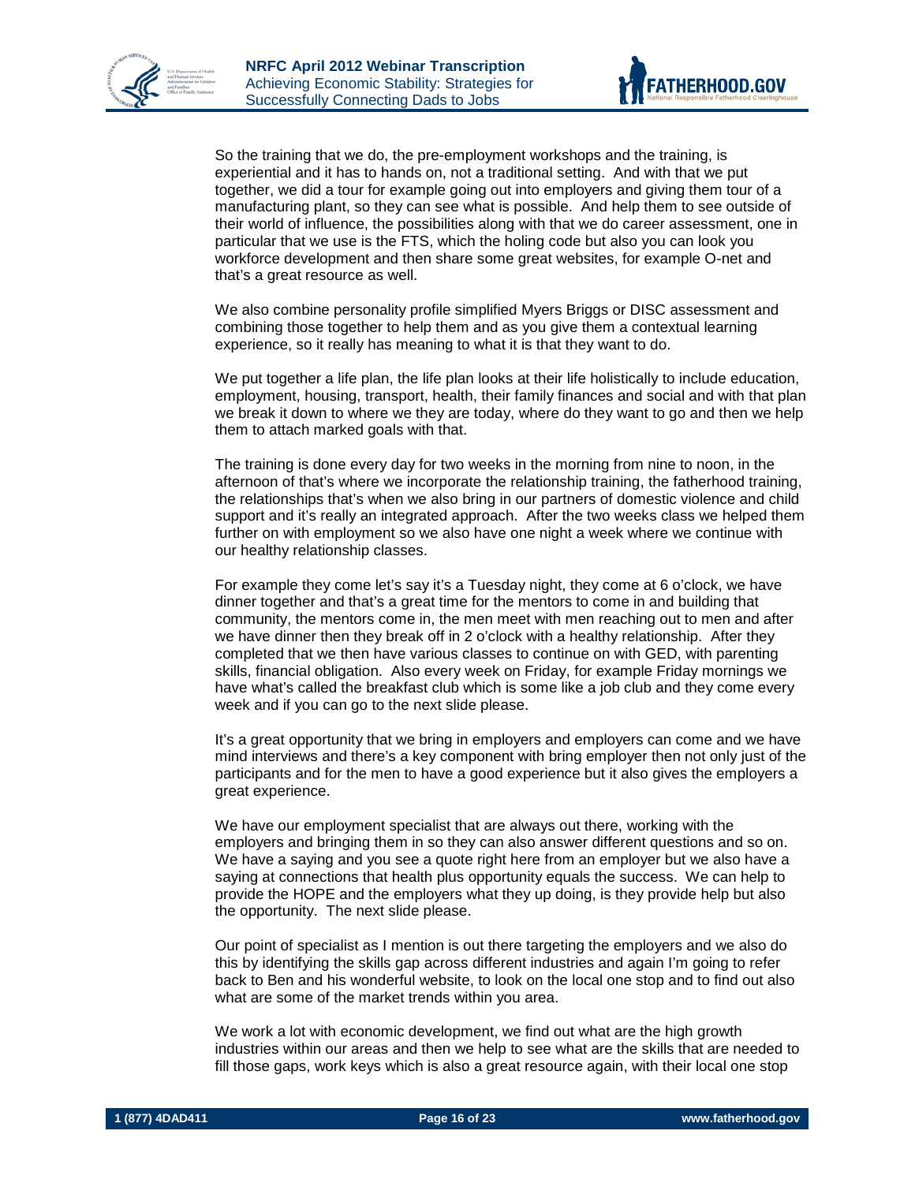So the training that we do, the pre-employment workshops and the training, is experiential and it has to hands on, not a traditional setting. And with that we put together, we did a tour for example going out into employers and giving them tour of a manufacturing plant, so they can see what is possible. And help them to see outside of their world of influence, the possibilities along with that we do career assessment, one in particular that we use is the FTS, which the holing code but also you can look you workforce development and then share some great websites, for example O-net and that's a great resource as well.

We also combine personality profile simplified Myers Briggs or DISC assessment and combining those together to help them and as you give them a contextual learning experience, so it really has meaning to what it is that they want to do.

We put together a life plan, the life plan looks at their life holistically to include education, employment, housing, transport, health, their family finances and social and with that plan we break it down to where we they are today, where do they want to go and then we help them to attach marked goals with that.

The training is done every day for two weeks in the morning from nine to noon, in the afternoon of that's where we incorporate the relationship training, the fatherhood training, the relationships that's when we also bring in our partners of domestic violence and child support and it's really an integrated approach. After the two weeks class we helped them further on with employment so we also have one night a week where we continue with our healthy relationship classes.

For example they come let's say it's a Tuesday night, they come at 6 o'clock, we have dinner together and that's a great time for the mentors to come in and building that community, the mentors come in, the men meet with men reaching out to men and after we have dinner then they break off in 2 o'clock with a healthy relationship. After they completed that we then have various classes to continue on with GED, with parenting skills, financial obligation. Also every week on Friday, for example Friday mornings we have what's called the breakfast club which is some like a job club and they come every week and if you can go to the next slide please.

It's a great opportunity that we bring in employers and employers can come and we have mind interviews and there's a key component with bring employer then not only just of the participants and for the men to have a good experience but it also gives the employers a great experience.

We have our employment specialist that are always out there, working with the employers and bringing them in so they can also answer different questions and so on. We have a saying and you see a quote right here from an employer but we also have a saying at connections that health plus opportunity equals the success. We can help to provide the HOPE and the employers what they up doing, is they provide help but also the opportunity. The next slide please.

Our point of specialist as I mention is out there targeting the employers and we also do this by identifying the skills gap across different industries and again I'm going to refer back to Ben and his wonderful website, to look on the local one stop and to find out also what are some of the market trends within you area.

We work a lot with economic development, we find out what are the high growth industries within our areas and then we help to see what are the skills that are needed to fill those gaps, work keys which is also a great resource again, with their local one stop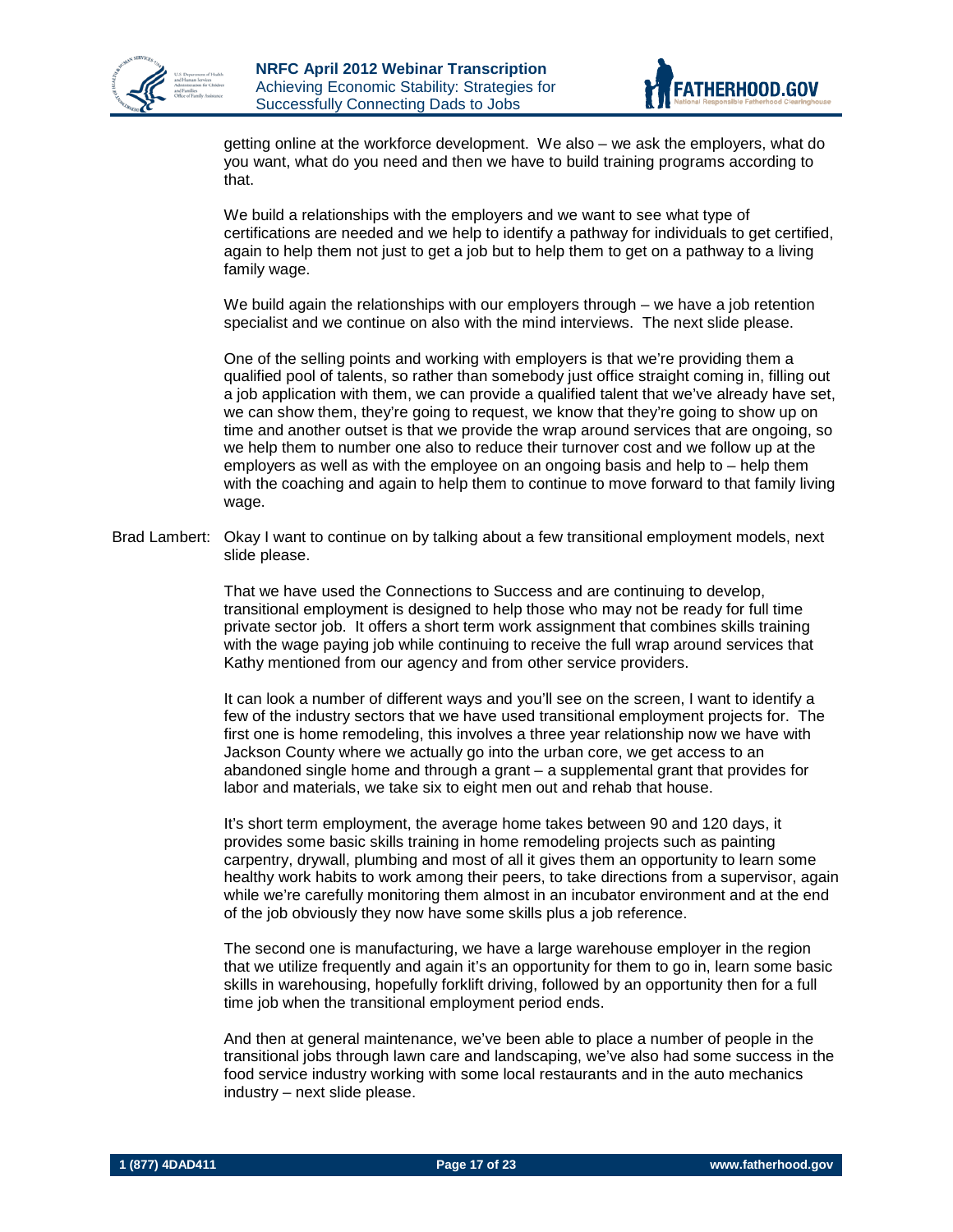getting online at the workforce development. We also – we ask the employers, what do you want, what do you need and then we have to build training programs according to that.

We build a relationships with the employers and we want to see what type of certifications are needed and we help to identify a pathway for individuals to get certified, again to help them not just to get a job but to help them to get on a pathway to a living family wage.

We build again the relationships with our employers through – we have a job retention specialist and we continue on also with the mind interviews. The next slide please.

One of the selling points and working with employers is that we're providing them a qualified pool of talents, so rather than somebody just office straight coming in, filling out a job application with them, we can provide a qualified talent that we've already have set, we can show them, they're going to request, we know that they're going to show up on time and another outset is that we provide the wrap around services that are ongoing, so we help them to number one also to reduce their turnover cost and we follow up at the employers as well as with the employee on an ongoing basis and help to – help them with the coaching and again to help them to continue to move forward to that family living wage.

Brad Lambert: Okay I want to continue on by talking about a few transitional employment models, next slide please.

That we have used the Connections to Success and are continuing to develop, transitional employment is designed to help those who may not be ready for full time private sector job. It offers a short term work assignment that combines skills training with the wage paying job while continuing to receive the full wrap around services that Kathy mentioned from our agency and from other service providers.

It can look a number of different ways and you'll see on the screen, I want to identify a few of the industry sectors that we have used transitional employment projects for. The first one is home remodeling, this involves a three year relationship now we have with Jackson County where we actually go into the urban core, we get access to an abandoned single home and through a grant – a supplemental grant that provides for labor and materials, we take six to eight men out and rehab that house.

It's short term employment, the average home takes between 90 and 120 days, it provides some basic skills training in home remodeling projects such as painting carpentry, drywall, plumbing and most of all it gives them an opportunity to learn some healthy work habits to work among their peers, to take directions from a supervisor, again while we're carefully monitoring them almost in an incubator environment and at the end of the job obviously they now have some skills plus a job reference.

The second one is manufacturing, we have a large warehouse employer in the region that we utilize frequently and again it's an opportunity for them to go in, learn some basic skills in warehousing, hopefully forklift driving, followed by an opportunity then for a full time job when the transitional employment period ends.

And then at general maintenance, we've been able to place a number of people in the transitional jobs through lawn care and landscaping, we've also had some success in the food service industry working with some local restaurants and in the auto mechanics industry – next slide please.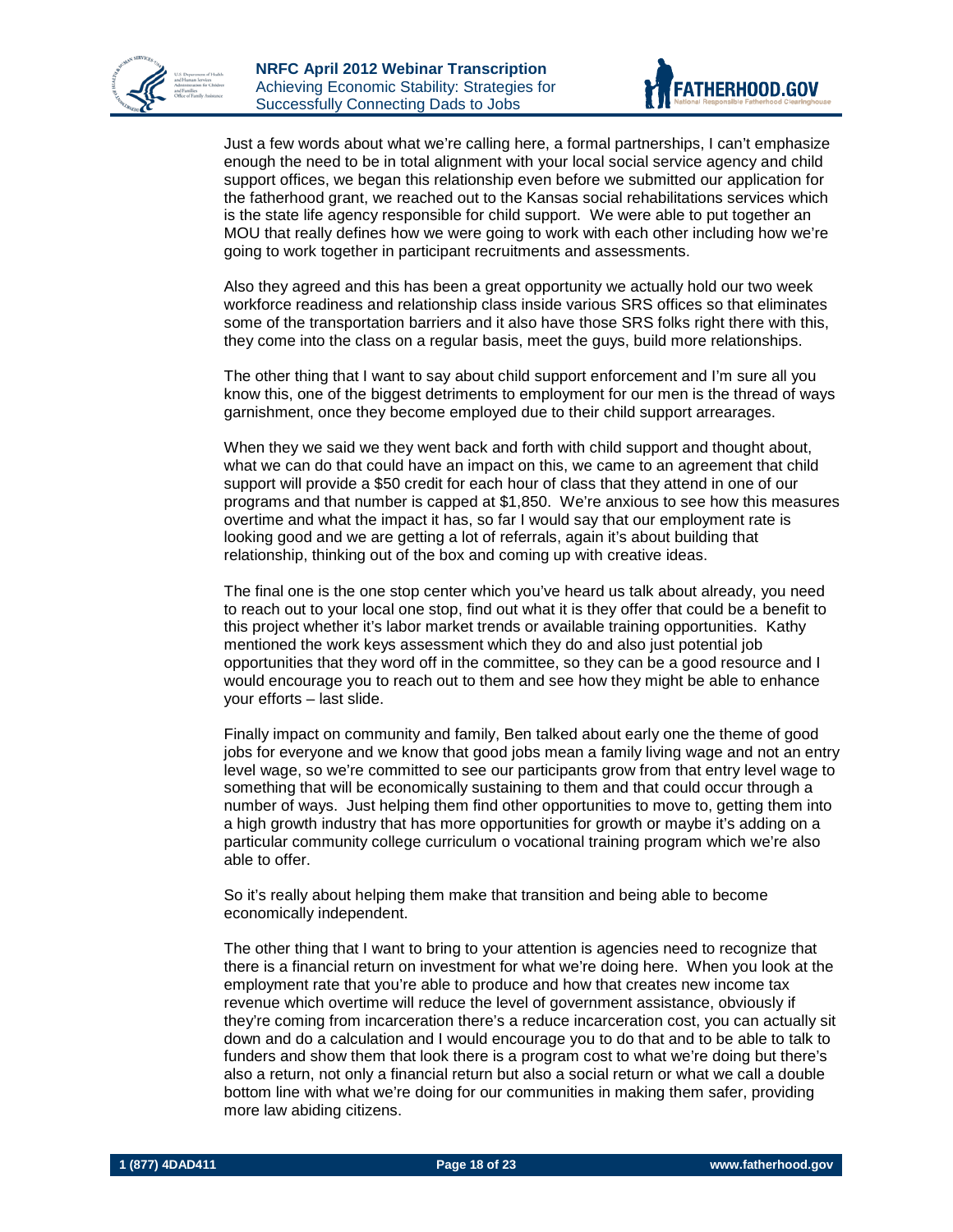Just a few words about what we're calling here, a formal partnerships, I can't emphasize enough the need to be in total alignment with your local social service agency and child support offices, we began this relationship even before we submitted our application for the fatherhood grant, we reached out to the Kansas social rehabilitations services which is the state life agency responsible for child support. We were able to put together an MOU that really defines how we were going to work with each other including how we're going to work together in participant recruitments and assessments.

Also they agreed and this has been a great opportunity we actually hold our two week workforce readiness and relationship class inside various SRS offices so that eliminates some of the transportation barriers and it also have those SRS folks right there with this, they come into the class on a regular basis, meet the guys, build more relationships.

The other thing that I want to say about child support enforcement and I'm sure all you know this, one of the biggest detriments to employment for our men is the thread of ways garnishment, once they become employed due to their child support arrearages.

When they we said we they went back and forth with child support and thought about, what we can do that could have an impact on this, we came to an agreement that child support will provide a $50 credit for each hour of class that they attend in one of our programs and that number is capped at $1,850. We're anxious to see how this measures overtime and what the impact it has, so far I would say that our employment rate is looking good and we are getting a lot of referrals, again it's about building that relationship, thinking out of the box and coming up with creative ideas.

The final one is the one stop center which you've heard us talk about already, you need to reach out to your local one stop, find out what it is they offer that could be a benefit to this project whether it's labor market trends or available training opportunities. Kathy mentioned the work keys assessment which they do and also just potential job opportunities that they word off in the committee, so they can be a good resource and I would encourage you to reach out to them and see how they might be able to enhance your efforts – last slide.

Finally impact on community and family, Ben talked about early one the theme of good jobs for everyone and we know that good jobs mean a family living wage and not an entry level wage, so we're committed to see our participants grow from that entry level wage to something that will be economically sustaining to them and that could occur through a number of ways. Just helping them find other opportunities to move to, getting them into a high growth industry that has more opportunities for growth or maybe it's adding on a particular community college curriculum o vocational training program which we're also able to offer.

So it's really about helping them make that transition and being able to become economically independent.

The other thing that I want to bring to your attention is agencies need to recognize that there is a financial return on investment for what we're doing here. When you look at the employment rate that you're able to produce and how that creates new income tax revenue which overtime will reduce the level of government assistance, obviously if they're coming from incarceration there's a reduce incarceration cost, you can actually sit down and do a calculation and I would encourage you to do that and to be able to talk to funders and show them that look there is a program cost to what we're doing but there's also a return, not only a financial return but also a social return or what we call a double bottom line with what we're doing for our communities in making them safer, providing more law abiding citizens.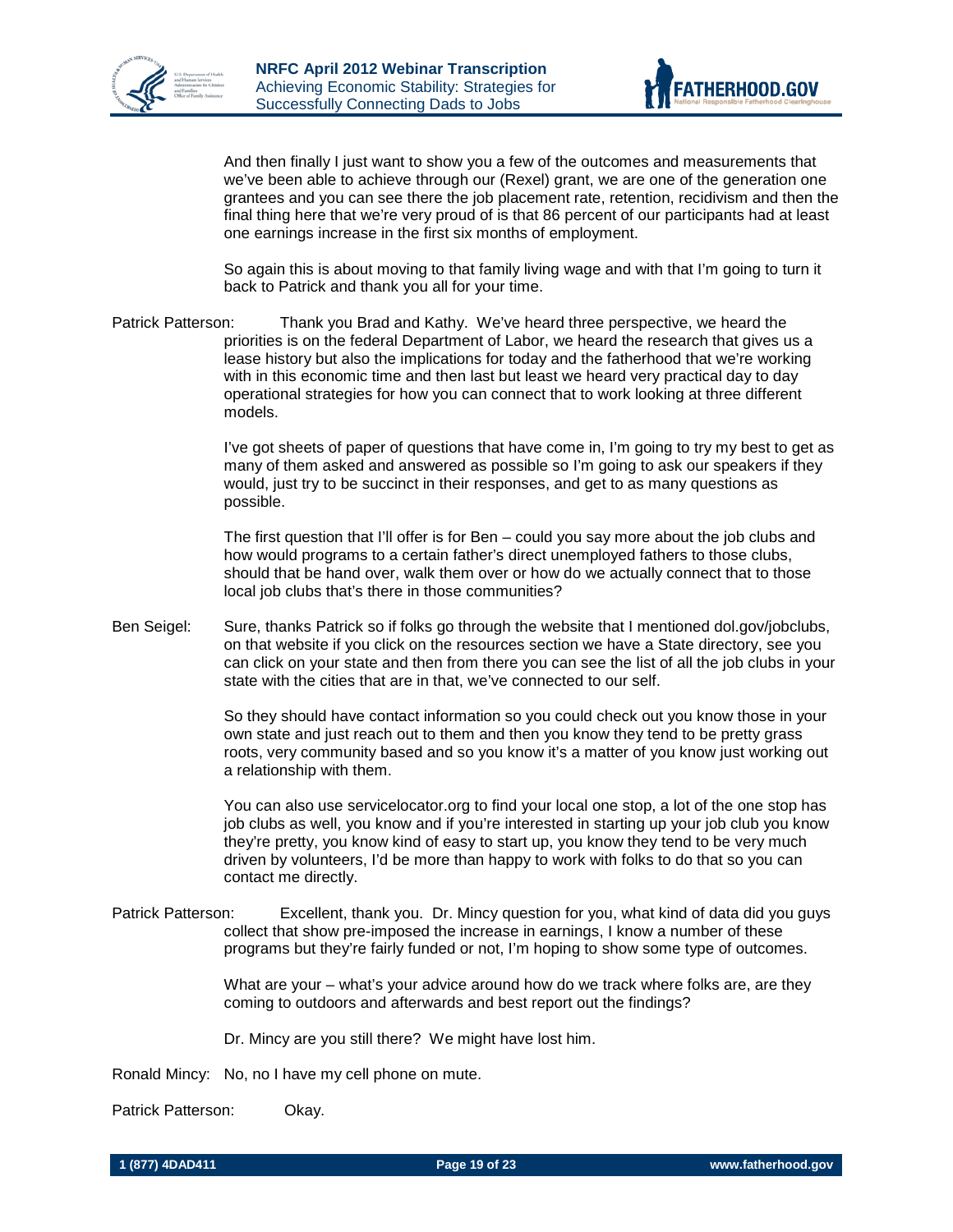And then finally I just want to show you a few of the outcomes and measurements that we've been able to achieve through our (Rexel) grant, we are one of the generation one grantees and you can see there the job placement rate, retention, recidivism and then the final thing here that we're very proud of is that 86 percent of our participants had at least one earnings increase in the first six months of employment.

So again this is about moving to that family living wage and with that I'm going to turn it back to Patrick and thank you all for your time.

Patrick Patterson: Thank you Brad and Kathy. We've heard three perspective, we heard the priorities is on the federal Department of Labor, we heard the research that gives us a lease history but also the implications for today and the fatherhood that we're working with in this economic time and then last but least we heard very practical day to day operational strategies for how you can connect that to work looking at three different models.

I've got sheets of paper of questions that have come in, I'm going to try my best to get as many of them asked and answered as possible so I'm going to ask our speakers if they would, just try to be succinct in their responses, and get to as many questions as possible.

The first question that I'll offer is for Ben – could you say more about the job clubs and how would programs to a certain father's direct unemployed fathers to those clubs, should that be hand over, walk them over or how do we actually connect that to those local job clubs that's there in those communities?

Ben Seigel: Sure, thanks Patrick so if folks go through the website that I mentioned dol.gov/jobclubs, on that website if you click on the resources section we have a State directory, see you can click on your state and then from there you can see the list of all the job clubs in your state with the cities that are in that, we've connected to our self.

So they should have contact information so you could check out you know those in your own state and just reach out to them and then you know they tend to be pretty grass roots, very community based and so you know it's a matter of you know just working out a relationship with them.

You can also use servicelocator.org to find your local one stop, a lot of the one stop has job clubs as well, you know and if you're interested in starting up your job club you know they're pretty, you know kind of easy to start up, you know they tend to be very much driven by volunteers, I'd be more than happy to work with folks to do that so you can contact me directly.

Patrick Patterson: Excellent, thank you. Dr. Mincy question for you, what kind of data did you guys collect that show pre-imposed the increase in earnings, I know a number of these programs but they're fairly funded or not, I'm hoping to show some type of outcomes.

What are your – what's your advice around how do we track where folks are, are they coming to outdoors and afterwards and best report out the findings?

Dr. Mincy are you still there? We might have lost him.

Ronald Mincy: No, no I have my cell phone on mute.

Patrick Patterson: Okay.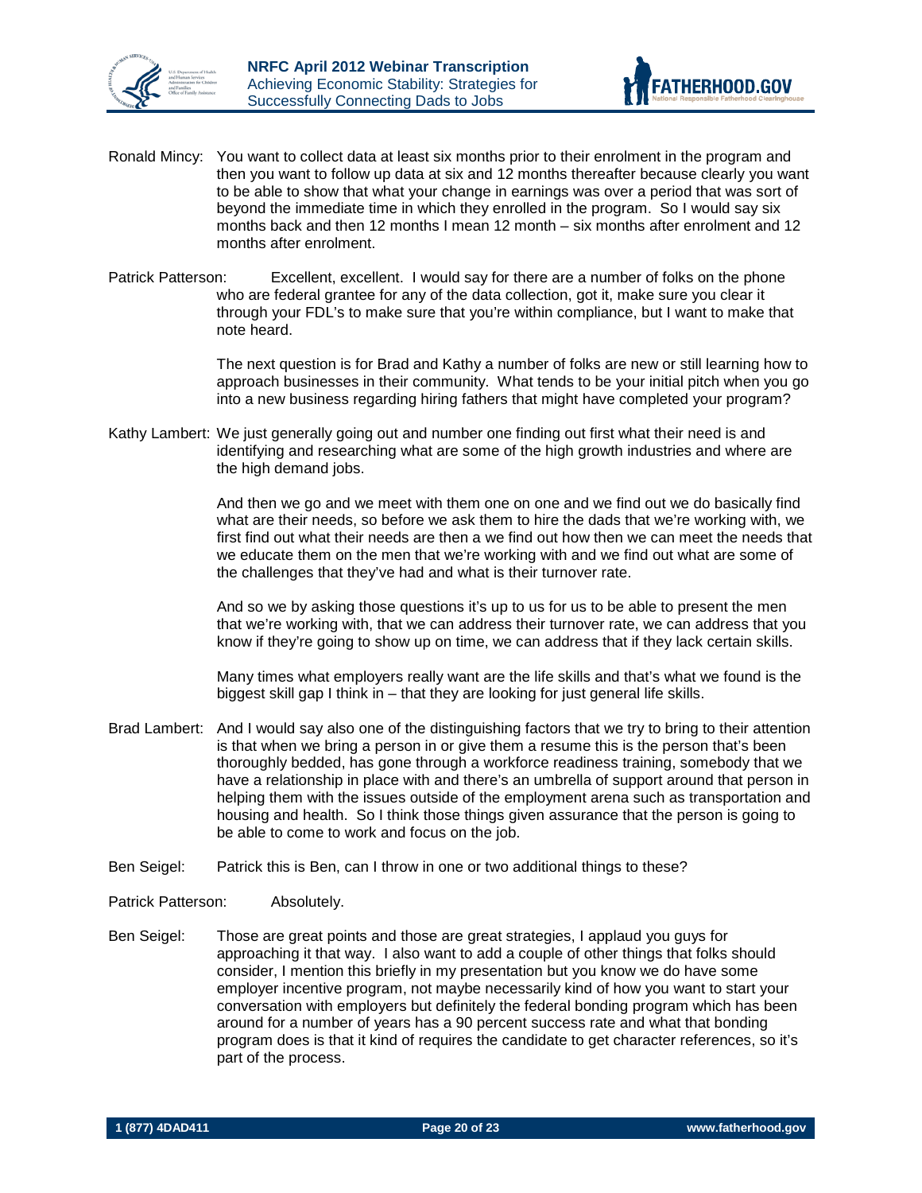Ronald Mincy: You want to collect data at least six months prior to their enrolment in the program and then you want to follow up data at six and 12 months thereafter because clearly you want to be able to show that what your change in earnings was over a period that was sort of beyond the immediate time in which they enrolled in the program. So I would say six months back and then 12 months I mean 12 month – six months after enrolment and 12 months after enrolment.

Patrick Patterson: Excellent, excellent. I would say for there are a number of folks on the phone who are federal grantee for any of the data collection, got it, make sure you clear it through your FDL's to make sure that you're within compliance, but I want to make that note heard.

The next question is for Brad and Kathy a number of folks are new or still learning how to approach businesses in their community. What tends to be your initial pitch when you go into a new business regarding hiring fathers that might have completed your program?

Kathy Lambert: We just generally going out and number one finding out first what their need is and identifying and researching what are some of the high growth industries and where are the high demand jobs.

And then we go and we meet with them one on one and we find out we do basically find what are their needs, so before we ask them to hire the dads that we're working with, we first find out what their needs are then a we find out how then we can meet the needs that we educate them on the men that we're working with and we find out what are some of the challenges that they've had and what is their turnover rate.

And so we by asking those questions it's up to us for us to be able to present the men that we're working with, that we can address their turnover rate, we can address that you know if they're going to show up on time, we can address that if they lack certain skills.

Many times what employers really want are the life skills and that's what we found is the biggest skill gap I think in – that they are looking for just general life skills.

Brad Lambert: And I would say also one of the distinguishing factors that we try to bring to their attention is that when we bring a person in or give them a resume this is the person that's been thoroughly bedded, has gone through a workforce readiness training, somebody that we have a relationship in place with and there's an umbrella of support around that person in helping them with the issues outside of the employment arena such as transportation and housing and health. So I think those things given assurance that the person is going to be able to come to work and focus on the job.

Ben Seigel: Patrick this is Ben, can I throw in one or two additional things to these?

Patrick Patterson: Absolutely.

Ben Seigel: Those are great points and those are great strategies, I applaud you guys for approaching it that way. I also want to add a couple of other things that folks should consider, I mention this briefly in my presentation but you know we do have some employer incentive program, not maybe necessarily kind of how you want to start your conversation with employers but definitely the federal bonding program which has been around for a number of years has a 90 percent success rate and what that bonding program does is that it kind of requires the candidate to get character references, so it's part of the process.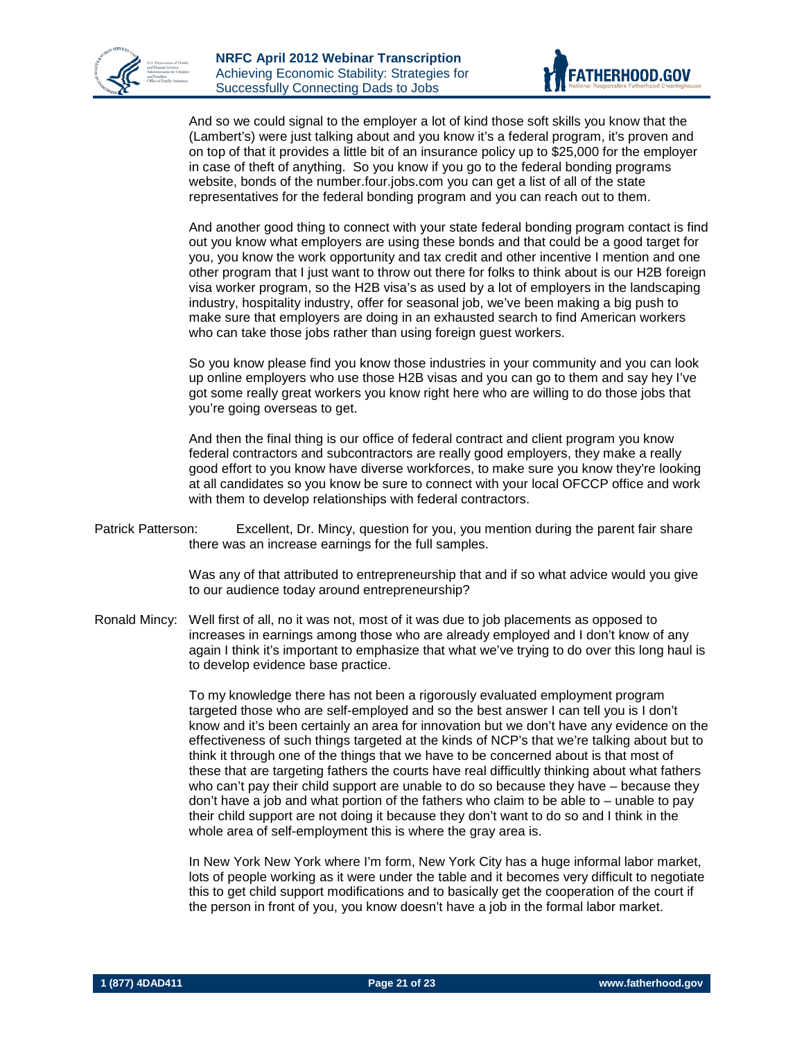And so we could signal to the employer a lot of kind those soft skills you know that the (Lambert's) were just talking about and you know it's a federal program, it's proven and on top of that it provides a little bit of an insurance policy up to $25,000 for the employer in case of theft of anything. So you know if you go to the federal bonding programs website, bonds of the number.four.jobs.com you can get a list of all of the state representatives for the federal bonding program and you can reach out to them.

And another good thing to connect with your state federal bonding program contact is find out you know what employers are using these bonds and that could be a good target for you, you know the work opportunity and tax credit and other incentive I mention and one other program that I just want to throw out there for folks to think about is our H2B foreign visa worker program, so the H2B visa's as used by a lot of employers in the landscaping industry, hospitality industry, offer for seasonal job, we've been making a big push to make sure that employers are doing in an exhausted search to find American workers who can take those jobs rather than using foreign guest workers.

So you know please find you know those industries in your community and you can look up online employers who use those H2B visas and you can go to them and say hey I've got some really great workers you know right here who are willing to do those jobs that you're going overseas to get.

And then the final thing is our office of federal contract and client program you know federal contractors and subcontractors are really good employers, they make a really good effort to you know have diverse workforces, to make sure you know they're looking at all candidates so you know be sure to connect with your local OFCCP office and work with them to develop relationships with federal contractors.

Patrick Patterson: Excellent, Dr. Mincy, question for you, you mention during the parent fair share there was an increase earnings for the full samples.

Was any of that attributed to entrepreneurship that and if so what advice would you give to our audience today around entrepreneurship?

Ronald Mincy: Well first of all, no it was not, most of it was due to job placements as opposed to increases in earnings among those who are already employed and I don't know of any again I think it's important to emphasize that what we've trying to do over this long haul is to develop evidence base practice.

To my knowledge there has not been a rigorously evaluated employment program targeted those who are self-employed and so the best answer I can tell you is I don't know and it's been certainly an area for innovation but we don't have any evidence on the effectiveness of such things targeted at the kinds of NCP's that we're talking about but to think it through one of the things that we have to be concerned about is that most of these that are targeting fathers the courts have real difficultly thinking about what fathers who can't pay their child support are unable to do so because they have – because they don't have a job and what portion of the fathers who claim to be able to – unable to pay their child support are not doing it because they don't want to do so and I think in the whole area of self-employment this is where the gray area is.

In New York New York where I'm form, New York City has a huge informal labor market, lots of people working as it were under the table and it becomes very difficult to negotiate this to get child support modifications and to basically get the cooperation of the court if the person in front of you, you know doesn't have a job in the formal labor market.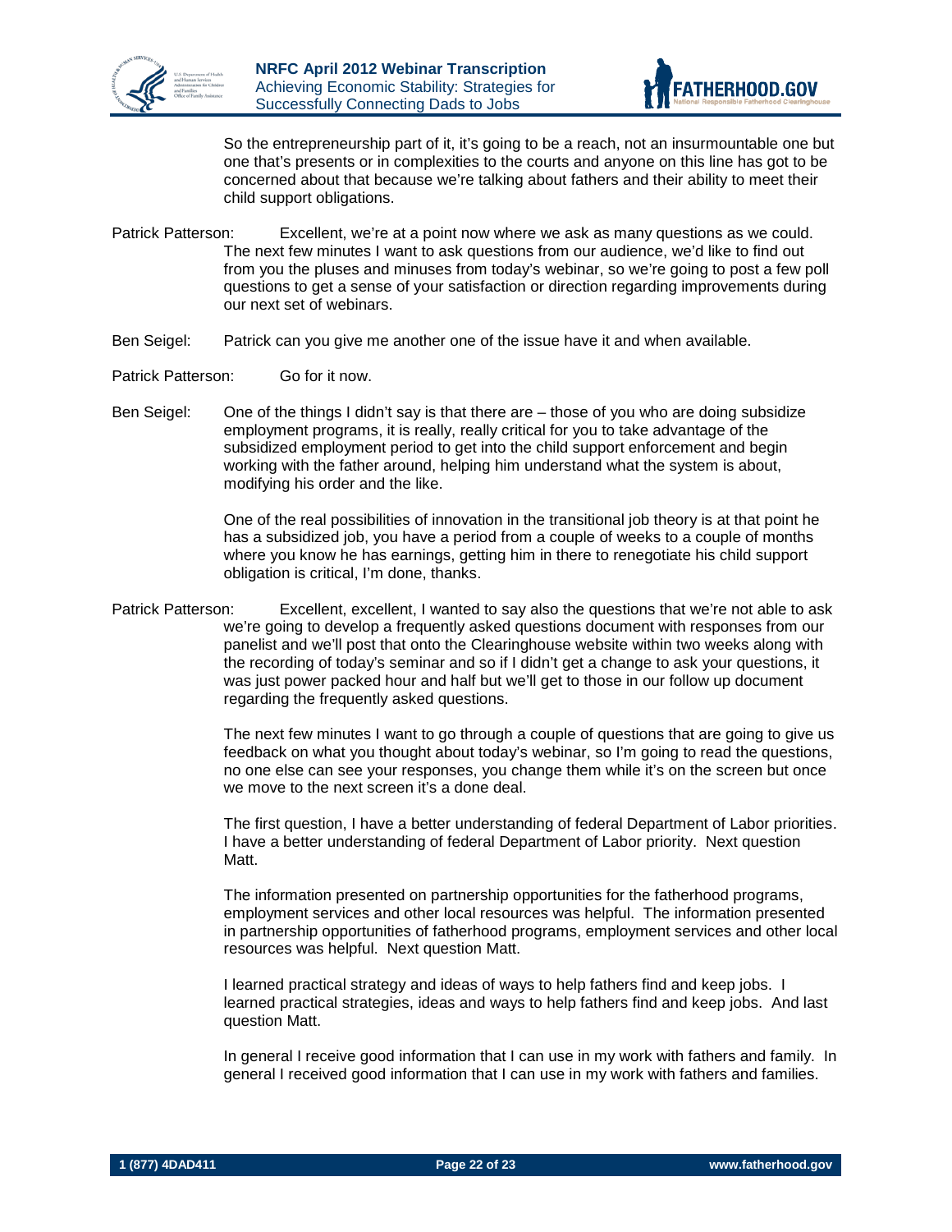So the entrepreneurship part of it, it's going to be a reach, not an insurmountable one but one that's presents or in complexities to the courts and anyone on this line has got to be concerned about that because we're talking about fathers and their ability to meet their child support obligations.

Patrick Patterson: Excellent, we're at a point now where we ask as many questions as we could. The next few minutes I want to ask questions from our audience, we'd like to find out from you the pluses and minuses from today's webinar, so we're going to post a few poll questions to get a sense of your satisfaction or direction regarding improvements during our next set of webinars.

Ben Seigel: Patrick can you give me another one of the issue have it and when available.

Patrick Patterson: Go for it now.

Ben Seigel: One of the things I didn't say is that there are – those of you who are doing subsidize employment programs, it is really, really critical for you to take advantage of the subsidized employment period to get into the child support enforcement and begin working with the father around, helping him understand what the system is about, modifying his order and the like.

One of the real possibilities of innovation in the transitional job theory is at that point he has a subsidized job, you have a period from a couple of weeks to a couple of months where you know he has earnings, getting him in there to renegotiate his child support obligation is critical, I'm done, thanks.

Patrick Patterson: Excellent, excellent, I wanted to say also the questions that we're not able to ask we're going to develop a frequently asked questions document with responses from our panelist and we'll post that onto the Clearinghouse website within two weeks along with the recording of today's seminar and so if I didn't get a change to ask your questions, it was just power packed hour and half but we'll get to those in our follow up document regarding the frequently asked questions.

The next few minutes I want to go through a couple of questions that are going to give us feedback on what you thought about today's webinar, so I'm going to read the questions, no one else can see your responses, you change them while it's on the screen but once we move to the next screen it's a done deal.

The first question, I have a better understanding of federal Department of Labor priorities. I have a better understanding of federal Department of Labor priority. Next question Matt.

The information presented on partnership opportunities for the fatherhood programs, employment services and other local resources was helpful. The information presented in partnership opportunities of fatherhood programs, employment services and other local resources was helpful. Next question Matt.

I learned practical strategy and ideas of ways to help fathers find and keep jobs. I learned practical strategies, ideas and ways to help fathers find and keep jobs. And last question Matt.

In general I receive good information that I can use in my work with fathers and family. In general I received good information that I can use in my work with fathers and families.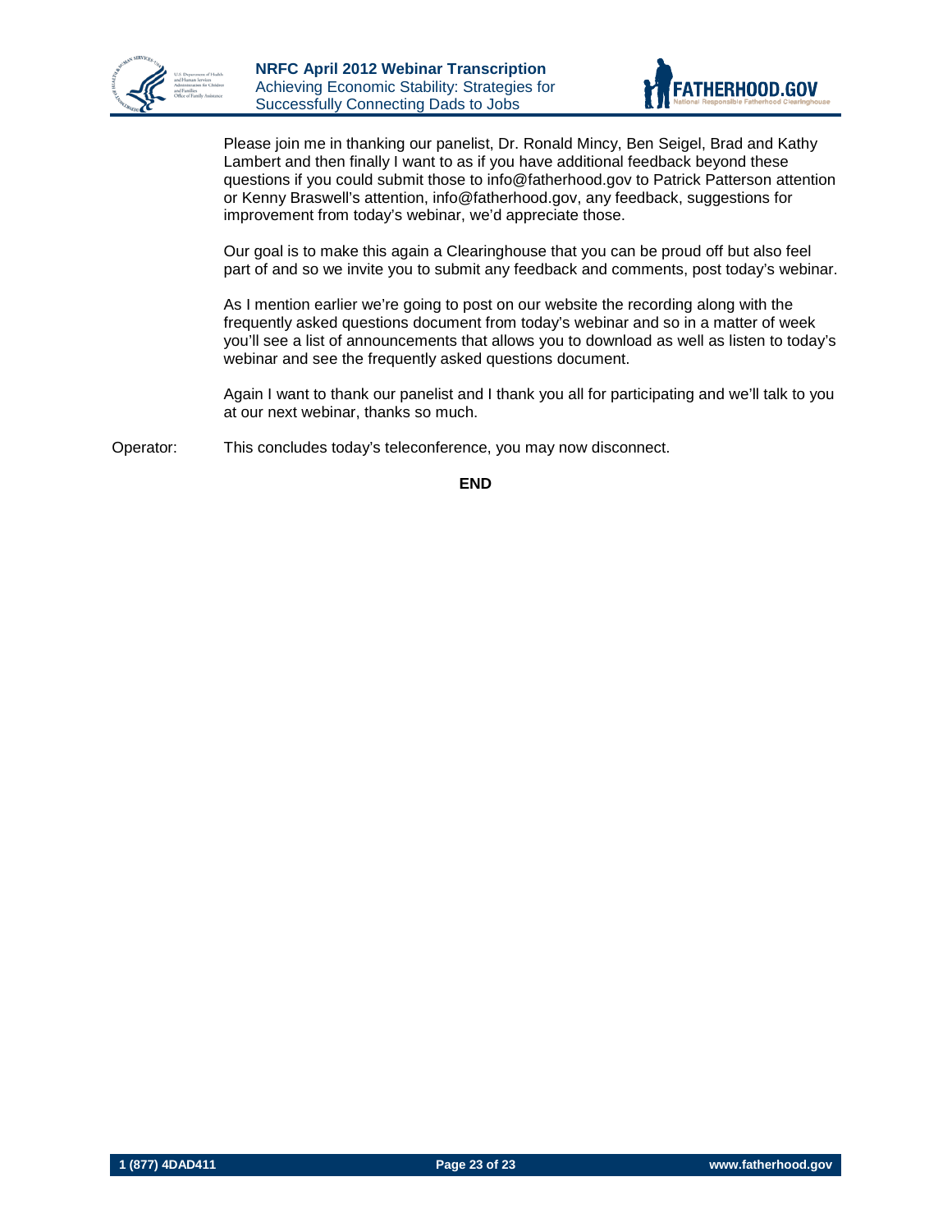Please join me in thanking our panelist, Dr. Ronald Mincy, Ben Seigel, Brad and Kathy Lambert and then finally I want to as if you have additional feedback beyond these questions if you could submit those to info@fatherhood.gov to Patrick Patterson attention or Kenny Braswell's attention, info@fatherhood.gov, any feedback, suggestions for improvement from today's webinar, we'd appreciate those.

Our goal is to make this again a Clearinghouse that you can be proud off but also feel part of and so we invite you to submit any feedback and comments, post today's webinar.

As I mention earlier we're going to post on our website the recording along with the frequently asked questions document from today's webinar and so in a matter of week you'll see a list of announcements that allows you to download as well as listen to today's webinar and see the frequently asked questions document.

Again I want to thank our panelist and I thank you all for participating and we'll talk to you at our next webinar, thanks so much.

Operator: This concludes today's teleconference, you may now disconnect.

**END**